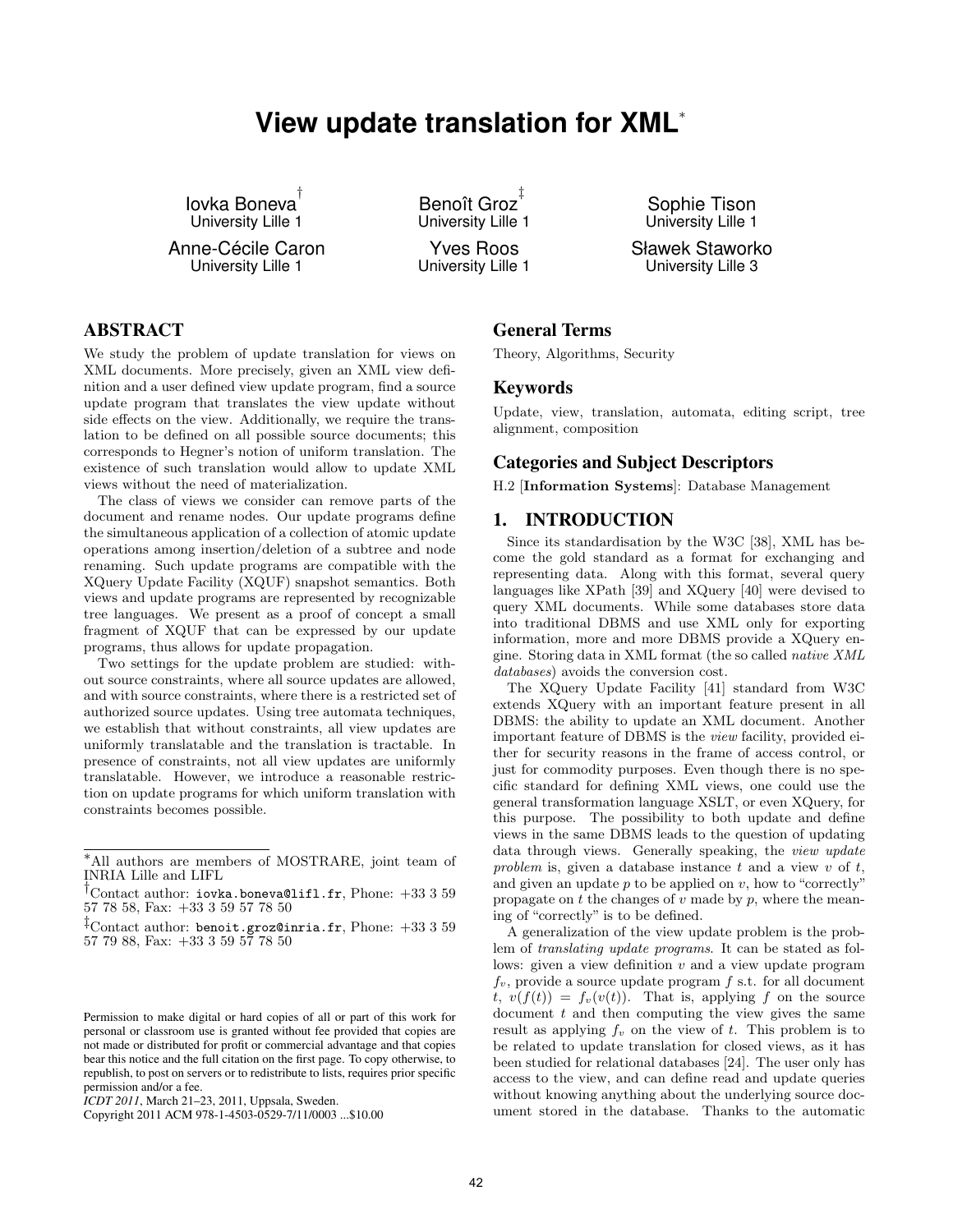# View update translation for XML[*]

Iovka Boneva[†]
University Lille 1

Benoît Groz[‡]
University Lille 1

Sophie Tison
University Lille 1

Anne-Cécile Caron
University Lille 1

Yves Roos
University Lille 1

Sławek Staworko
University Lille 3

## ABSTRACT

We study the problem of update translation for views on XML documents. More precisely, given an XML view definition and a user defined view update program, find a source update program that translates the view update without side effects on the view. Additionally, we require the translation to be defined on all possible source documents; this corresponds to Hegner's notion of uniform translation. The existence of such translation would allow to update XML views without the need of materialization.

The class of views we consider can remove parts of the document and rename nodes. Our update programs define the simultaneous application of a collection of atomic update operations among insertion/deletion of a subtree and node renaming. Such update programs are compatible with the XQuery Update Facility (XQUF) snapshot semantics. Both views and update programs are represented by recognizable tree languages. We present as a proof of concept a small fragment of XQUF that can be expressed by our update programs, thus allows for update propagation.

Two settings for the update problem are studied: without source constraints, where all source updates are allowed, and with source constraints, where there is a restricted set of authorized source updates. Using tree automata techniques, we establish that without constraints, all view updates are uniformly translatable and the translation is tractable. In presence of constraints, not all view updates are uniformly translatable. However, we introduce a reasonable restriction on update programs for which uniform translation with constraints becomes possible.

[*]All authors are members of MOSTRARE, joint team of INRIA Lille and LIFL

[†]Contact author: iovka.boneva@lifl.fr, Phone: +33 3 59 57 78 58, Fax: +33 3 59 57 78 50

[‡]Contact author: benoit.groz@inria.fr, Phone: +33 3 59 57 79 88, Fax: +33 3 59 57 78 50

Permission to make digital or hard copies of all or part of this work for personal or classroom use is granted without fee provided that copies are not made or distributed for profit or commercial advantage and that copies bear this notice and the full citation on the first page. To copy otherwise, to republish, to post on servers or to redistribute to lists, requires prior specific permission and/or a fee.
*ICDT 2011*, March 21–23, 2011, Uppsala, Sweden.
Copyright 2011 ACM 978-1-4503-0529-7/11/0003 ...$10.00

## General Terms

Theory, Algorithms, Security

## Keywords

Update, view, translation, automata, editing script, tree alignment, composition

## Categories and Subject Descriptors

H.2 [**Information Systems**]: Database Management

## 1. INTRODUCTION

Since its standardisation by the W3C [38], XML has become the gold standard as a format for exchanging and representing data. Along with this format, several query languages like XPath [39] and XQuery [40] were devised to query XML documents. While some databases store data into traditional DBMS and use XML only for exporting information, more and more DBMS provide a XQuery engine. Storing data in XML format (the so called *native XML databases*) avoids the conversion cost.

The XQuery Update Facility [41] standard from W3C extends XQuery with an important feature present in all DBMS: the ability to update an XML document. Another important feature of DBMS is the *view* facility, provided either for security reasons in the frame of access control, or just for commodity purposes. Even though there is no specific standard for defining XML views, one could use the general transformation language XSLT, or even XQuery, for this purpose. The possibility to both update and define views in the same DBMS leads to the question of updating data through views. Generally speaking, the *view update problem* is, given a database instance $t$ and a view $v$ of $t$, and given an update $p$ to be applied on $v$, how to "correctly" propagate on $t$ the changes of $v$ made by $p$, where the meaning of "correctly" is to be defined.

A generalization of the view update problem is the problem of *translating update programs*. It can be stated as follows: given a view definition $v$ and a view update program $f_v$, provide a source update program $f$ s.t. for all document $t$, $v(f(t)) = f_v(v(t))$. That is, applying $f$ on the source document $t$ and then computing the view gives the same result as applying $f_v$ on the view of $t$. This problem is to be related to update translation for closed views, as it has been studied for relational databases [24]. The user only has access to the view, and can define read and update queries without knowing anything about the underlying source document stored in the database. Thanks to the automatic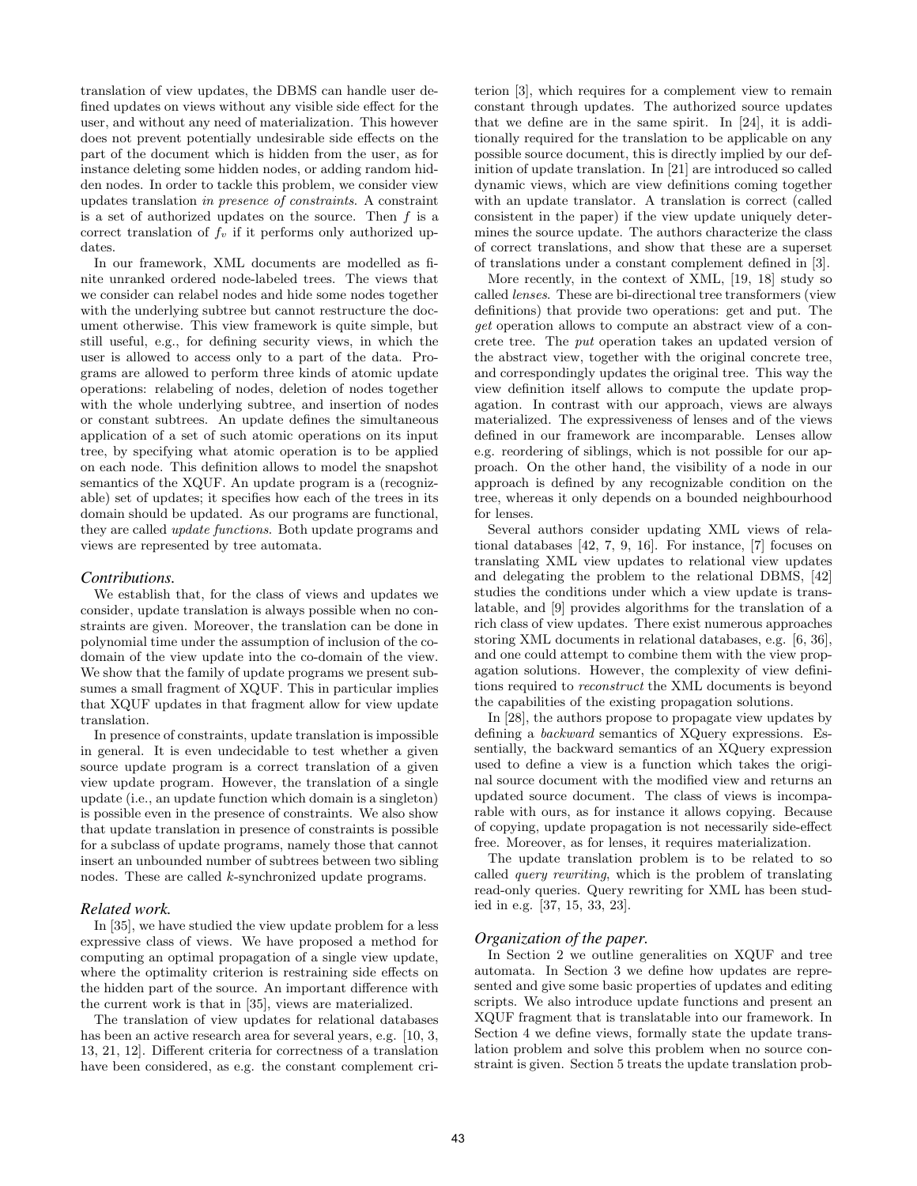translation of view updates, the DBMS can handle user defined updates on views without any visible side effect for the user, and without any need of materialization. This however does not prevent potentially undesirable side effects on the part of the document which is hidden from the user, as for instance deleting some hidden nodes, or adding random hidden nodes. In order to tackle this problem, we consider view updates translation *in presence of constraints*. A constraint is a set of authorized updates on the source. Then $f$ is a correct translation of $f_v$ if it performs only authorized updates.

In our framework, XML documents are modelled as finite unranked ordered node-labeled trees. The views that we consider can relabel nodes and hide some nodes together with the underlying subtree but cannot restructure the document otherwise. This view framework is quite simple, but still useful, e.g., for defining security views, in which the user is allowed to access only to a part of the data. Programs are allowed to perform three kinds of atomic update operations: relabeling of nodes, deletion of nodes together with the whole underlying subtree, and insertion of nodes or constant subtrees. An update defines the simultaneous application of a set of such atomic operations on its input tree, by specifying what atomic operation is to be applied on each node. This definition allows to model the snapshot semantics of the XQUF. An update program is a (recognizable) set of updates; it specifies how each of the trees in its domain should be updated. As our programs are functional, they are called *update functions*. Both update programs and views are represented by tree automata.

### Contributions.

We establish that, for the class of views and updates we consider, update translation is always possible when no constraints are given. Moreover, the translation can be done in polynomial time under the assumption of inclusion of the co-domain of the view update into the co-domain of the view. We show that the family of update programs we present subsumes a small fragment of XQUF. This in particular implies that XQUF updates in that fragment allow for view update translation.

In presence of constraints, update translation is impossible in general. It is even undecidable to test whether a given source update program is a correct translation of a given view update program. However, the translation of a single update (i.e., an update function which domain is a singleton) is possible even in the presence of constraints. We also show that update translation in presence of constraints is possible for a subclass of update programs, namely those that cannot insert an unbounded number of subtrees between two sibling nodes. These are called $k$-synchronized update programs.

### Related work.

In [35], we have studied the view update problem for a less expressive class of views. We have proposed a method for computing an optimal propagation of a single view update, where the optimality criterion is restraining side effects on the hidden part of the source. An important difference with the current work is that in [35], views are materialized.

The translation of view updates for relational databases has been an active research area for several years, e.g. [10, 3, 13, 21, 12]. Different criteria for correctness of a translation have been considered, as e.g. the constant complement criterion [3], which requires for a complement view to remain constant through updates. The authorized source updates that we define are in the same spirit. In [24], it is additionally required for the translation to be applicable on any possible source document, this is directly implied by our definition of update translation. In [21] are introduced so called dynamic views, which are view definitions coming together with an update translator. A translation is correct (called consistent in the paper) if the view update uniquely determines the source update. The authors characterize the class of correct translations, and show that these are a superset of translations under a constant complement defined in [3].

More recently, in the context of XML, [19, 18] study so called *lenses*. These are bi-directional tree transformers (view definitions) that provide two operations: get and put. The *get* operation allows to compute an abstract view of a concrete tree. The *put* operation takes an updated version of the abstract view, together with the original concrete tree, and correspondingly updates the original tree. This way the view definition itself allows to compute the update propagation. In contrast with our approach, views are always materialized. The expressiveness of lenses and of the views defined in our framework are incomparable. Lenses allow e.g. reordering of siblings, which is not possible for our approach. On the other hand, the visibility of a node in our approach is defined by any recognizable condition on the tree, whereas it only depends on a bounded neighbourhood for lenses.

Several authors consider updating XML views of relational databases [42, 7, 9, 16]. For instance, [7] focuses on translating XML view updates to relational view updates and delegating the problem to the relational DBMS, [42] studies the conditions under which a view update is translatable, and [9] provides algorithms for the translation of a rich class of view updates. There exist numerous approaches storing XML documents in relational databases, e.g. [6, 36], and one could attempt to combine them with the view propagation solutions. However, the complexity of view definitions required to *reconstruct* the XML documents is beyond the capabilities of the existing propagation solutions.

In [28], the authors propose to propagate view updates by defining a *backward* semantics of XQuery expressions. Essentially, the backward semantics of an XQuery expression used to define a view is a function which takes the original source document with the modified view and returns an updated source document. The class of views is incomparable with ours, as for instance it allows copying. Because of copying, update propagation is not necessarily side-effect free. Moreover, as for lenses, it requires materialization.

The update translation problem is to be related to so called *query rewriting*, which is the problem of translating read-only queries. Query rewriting for XML has been studied in e.g. [37, 15, 33, 23].

### Organization of the paper.

In Section 2 we outline generalities on XQUF and tree automata. In Section 3 we define how updates are represented and give some basic properties of updates and editing scripts. We also introduce update functions and present an XQUF fragment that is translatable into our framework. In Section 4 we define views, formally state the update translation problem and solve this problem when no source constraint is given. Section 5 treats the update translation prob-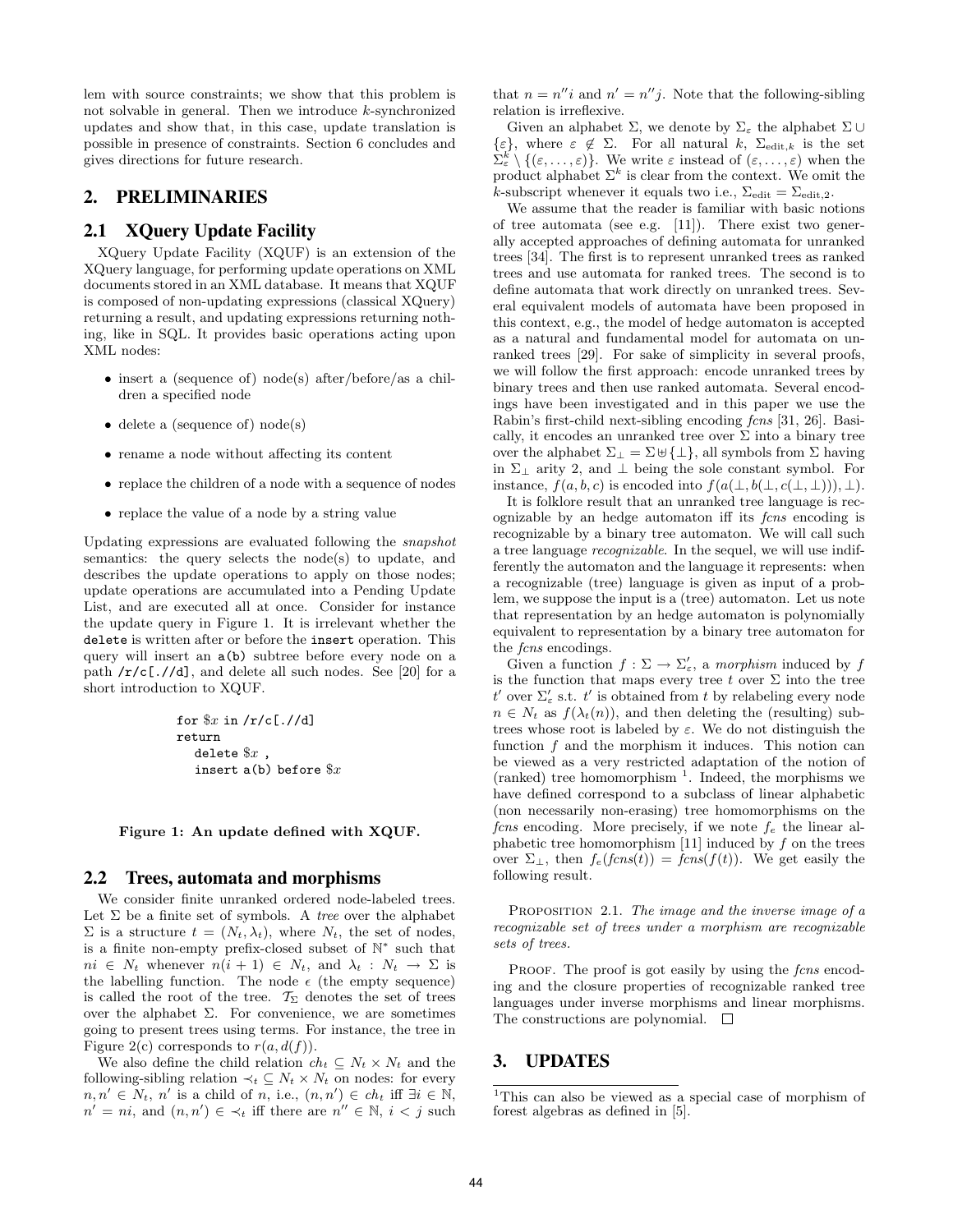lem with source constraints; we show that this problem is not solvable in general. Then we introduce $k$-synchronized updates and show that, in this case, update translation is possible in presence of constraints. Section 6 concludes and gives directions for future research.

## 2. PRELIMINARIES

### 2.1 XQuery Update Facility

XQuery Update Facility (XQUF) is an extension of the XQuery language, for performing update operations on XML documents stored in an XML database. It means that XQUF is composed of non-updating expressions (classical XQuery) returning a result, and updating expressions returning nothing, like in SQL. It provides basic operations acting upon XML nodes:

- insert a (sequence of) node(s) after/before/as a children a specified node
- delete a (sequence of) node(s)
- rename a node without affecting its content
- replace the children of a node with a sequence of nodes
- replace the value of a node by a string value

Updating expressions are evaluated following the *snapshot* semantics: the query selects the node(s) to update, and describes the update operations to apply on those nodes; update operations are accumulated into a Pending Update List, and are executed all at once. Consider for instance the update query in Figure 1. It is irrelevant whether the `delete` is written after or before the `insert` operation. This query will insert an `a(b)` subtree before every node on a path `/r/c[.//d]`, and delete all such nodes. See [20] for a short introduction to XQUF.

```
for $x in /r/c[.//d]
return
   delete $x ,
   insert a(b) before $x
```

**Figure 1: An update defined with XQUF.**

### 2.2 Trees, automata and morphisms

We consider finite unranked ordered node-labeled trees. Let $\Sigma$ be a finite set of symbols. A *tree* over the alphabet $\Sigma$ is a structure $t = (N_t, \lambda_t)$, where $N_t$, the set of nodes, is a finite non-empty prefix-closed subset of $\mathbb{N}^*$ such that $ni \in N_t$ whenever $n(i+1) \in N_t$, and $\lambda_t : N_t \to \Sigma$ is the labelling function. The node $\epsilon$ (the empty sequence) is called the root of the tree. $\mathcal{T}_\Sigma$ denotes the set of trees over the alphabet $\Sigma$. For convenience, we are sometimes going to present trees using terms. For instance, the tree in Figure 2(c) corresponds to $r(a, d(f))$.

We also define the child relation $ch_t \subseteq N_t \times N_t$ and the following-sibling relation $\prec_t \subseteq N_t \times N_t$ on nodes: for every $n, n' \in N_t$, $n'$ is a child of $n$, i.e., $(n, n') \in ch_t$ iff $\exists i \in \mathbb{N}$, $n' = ni$, and $(n, n') \in \prec_t$ iff there are $n'' \in \mathbb{N}$, $i < j$ such that $n = n''i$ and $n' = n''j$. Note that the following-sibling relation is irreflexive.

Given an alphabet $\Sigma$, we denote by $\Sigma_\varepsilon$ the alphabet $\Sigma \cup \{\varepsilon\}$, where $\varepsilon \notin \Sigma$. For all natural $k$, $\Sigma_{\text{edit},k}$ is the set $\Sigma_\varepsilon^k \setminus \{(\varepsilon, \ldots, \varepsilon)\}$. We write $\varepsilon$ instead of $(\varepsilon, \ldots, \varepsilon)$ when the product alphabet $\Sigma^k$ is clear from the context. We omit the $k$-subscript whenever it equals two i.e., $\Sigma_{\text{edit}} = \Sigma_{\text{edit},2}$.

We assume that the reader is familiar with basic notions of tree automata (see e.g. [11]). There exist two generally accepted approaches of defining automata for unranked trees [34]. The first is to represent unranked trees as ranked trees and use automata for ranked trees. The second is to define automata that work directly on unranked trees. Several equivalent models of automata have been proposed in this context, e.g., the model of hedge automaton is accepted as a natural and fundamental model for automata on unranked trees [29]. For sake of simplicity in several proofs, we will follow the first approach: encode unranked trees by binary trees and then use ranked automata. Several encodings have been investigated and in this paper we use the Rabin's first-child next-sibling encoding *fcns* [31, 26]. Basically, it encodes an unranked tree over $\Sigma$ into a binary tree over the alphabet $\Sigma_\perp = \Sigma \uplus \{\perp\}$, all symbols from $\Sigma$ having in $\Sigma_\perp$ arity 2, and $\perp$ being the sole constant symbol. For instance, $f(a, b, c)$ is encoded into $f(a(\perp, b(\perp, c(\perp, \perp))), \perp)$.

It is folklore result that an unranked tree language is recognizable by an hedge automaton iff its *fcns* encoding is recognizable by a binary tree automaton. We will call such a tree language *recognizable*. In the sequel, we will use indifferently the automaton and the language it represents: when a recognizable (tree) language is given as input of a problem, we suppose the input is a (tree) automaton. Let us note that representation by an hedge automaton is polynomially equivalent to representation by a binary tree automaton for the *fcns* encodings.

Given a function $f : \Sigma \to \Sigma'_\varepsilon$, a *morphism* induced by $f$ is the function that maps every tree $t$ over $\Sigma$ into the tree $t'$ over $\Sigma'_\varepsilon$ s.t. $t'$ is obtained from $t$ by relabeling every node $n \in N_t$ as $f(\lambda_t(n))$, and then deleting the (resulting) subtrees whose root is labeled by $\varepsilon$. We do not distinguish the function $f$ and the morphism it induces. This notion can be viewed as a very restricted adaptation of the notion of (ranked) tree homomorphism [1]. Indeed, the morphisms we have defined correspond to a subclass of linear alphabetic (non necessarily non-erasing) tree homomorphisms on the *fcns* encoding. More precisely, if we note $f_e$ the linear alphabetic tree homomorphism [11] induced by $f$ on the trees over $\Sigma_\perp$, then $f_e(fcns(t)) = fcns(f(t))$. We get easily the following result.

PROPOSITION 2.1. *The image and the inverse image of a recognizable set of trees under a morphism are recognizable sets of trees.*

PROOF. The proof is got easily by using the *fcns* encoding and the closure properties of recognizable ranked tree languages under inverse morphisms and linear morphisms. The constructions are polynomial. □

## 3. UPDATES

[1] This can also be viewed as a special case of morphism of forest algebras as defined in [5].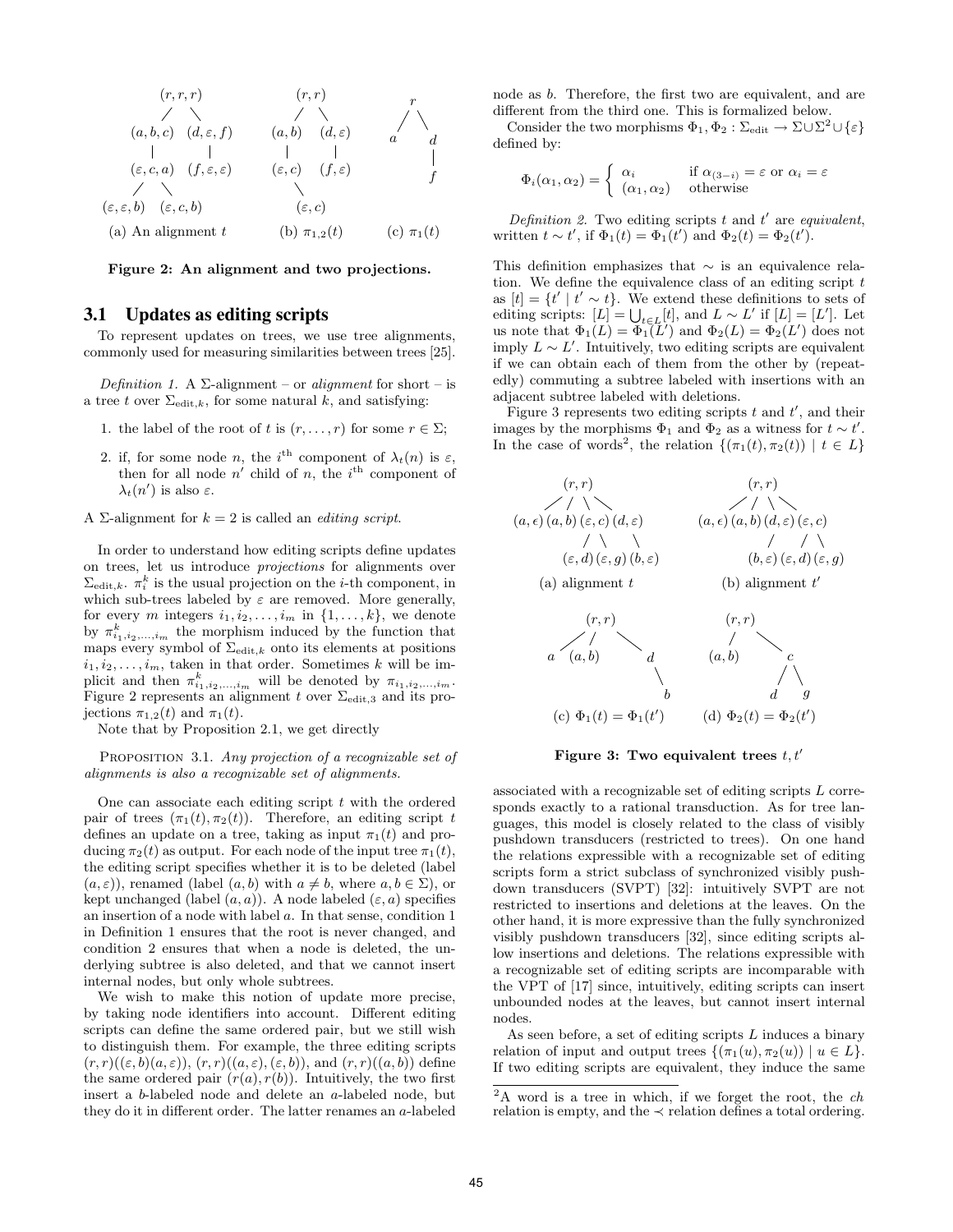(a) An alignment $t$ (b) $\pi_{1,2}(t)$ (c) $\pi_1(t)$

**Figure 2: An alignment and two projections.**

## 3.1 Updates as editing scripts

To represent updates on trees, we use tree alignments, commonly used for measuring similarities between trees [25].

*Definition 1.* A $\Sigma$-alignment – or *alignment* for short – is a tree $t$ over $\Sigma_{\text{edit},k}$, for some natural $k$, and satisfying:

1. the label of the root of $t$ is $(r,\ldots,r)$ for some $r \in \Sigma$;
2. if, for some node $n$, the $i^{\text{th}}$ component of $\lambda_t(n)$ is $\varepsilon$, then for all node $n'$ child of $n$, the $i^{\text{th}}$ component of $\lambda_t(n')$ is also $\varepsilon$.

A $\Sigma$-alignment for $k = 2$ is called an *editing script*.

In order to understand how editing scripts define updates on trees, let us introduce *projections* for alignments over $\Sigma_{\text{edit},k}$. $\pi_i^k$ is the usual projection on the $i$-th component, in which sub-trees labeled by $\varepsilon$ are removed. More generally, for every $m$ integers $i_1, i_2, \ldots, i_m$ in $\{1,\ldots,k\}$, we denote by $\pi^k_{i_1,i_2,\ldots,i_m}$ the morphism induced by the function that maps every symbol of $\Sigma_{\text{edit},k}$ onto its elements at positions $i_1, i_2, \ldots, i_m$, taken in that order. Sometimes $k$ will be implicit and then $\pi^k_{i_1,i_2,\ldots,i_m}$ will be denoted by $\pi_{i_1,i_2,\ldots,i_m}$. Figure 2 represents an alignment $t$ over $\Sigma_{\text{edit},3}$ and its projections $\pi_{1,2}(t)$ and $\pi_1(t)$.

Note that by Proposition 2.1, we get directly

PROPOSITION 3.1. *Any projection of a recognizable set of alignments is also a recognizable set of alignments.*

One can associate each editing script $t$ with the ordered pair of trees $(\pi_1(t), \pi_2(t))$. Therefore, an editing script $t$ defines an update on a tree, taking as input $\pi_1(t)$ and producing $\pi_2(t)$ as output. For each node of the input tree $\pi_1(t)$, the editing script specifies whether it is to be deleted (label $(a,\varepsilon)$), renamed (label $(a,b)$ with $a \neq b$, where $a,b \in \Sigma$), or kept unchanged (label $(a,a)$). A node labeled $(\varepsilon, a)$ specifies an insertion of a node with label $a$. In that sense, condition 1 in Definition 1 ensures that the root is never changed, and condition 2 ensures that when a node is deleted, the underlying subtree is also deleted, and that we cannot insert internal nodes, but only whole subtrees.

We wish to make this notion of update more precise, by taking node identifiers into account. Different editing scripts can define the same ordered pair, but we still wish to distinguish them. For example, the three editing scripts $(r,r)((\varepsilon,b)(a,\varepsilon))$, $(r,r)((a,\varepsilon),(\varepsilon,b))$, and $(r,r)((a,b))$ define the same ordered pair $(r(a), r(b))$. Intuitively, the two first insert a $b$-labeled node and delete an $a$-labeled node, but they do it in different order. The latter renames an $a$-labeled node as $b$. Therefore, the first two are equivalent, and are different from the third one. This is formalized below.

Consider the two morphisms $\Phi_1, \Phi_2 : \Sigma_{\text{edit}} \to \Sigma \cup \Sigma^2 \cup \{\varepsilon\}$ defined by:

$$\Phi_i(\alpha_1,\alpha_2) = \begin{cases} \alpha_i & \text{if } \alpha_{(3-i)} = \varepsilon \text{ or } \alpha_i = \varepsilon \\ (\alpha_1,\alpha_2) & \text{otherwise} \end{cases}$$

*Definition 2.* Two editing scripts $t$ and $t'$ are *equivalent*, written $t \sim t'$, if $\Phi_1(t) = \Phi_1(t')$ and $\Phi_2(t) = \Phi_2(t')$.

This definition emphasizes that $\sim$ is an equivalence relation. We define the equivalence class of an editing script $t$ as $[t] = \{t' \mid t' \sim t\}$. We extend these definitions to sets of editing scripts: $[L] = \bigcup_{t\in L}[t]$, and $L \sim L'$ if $[L] = [L']$. Let us note that $\Phi_1(L) = \Phi_1(L')$ and $\Phi_2(L) = \Phi_2(L')$ does not imply $L \sim L'$. Intuitively, two editing scripts are equivalent if we can obtain each of them from the other by (repeatedly) commuting a subtree labeled with insertions with an adjacent subtree labeled with deletions.

Figure 3 represents two editing scripts $t$ and $t'$, and their images by the morphisms $\Phi_1$ and $\Phi_2$ as a witness for $t \sim t'$. In the case of words[2], the relation $\{(\pi_1(t), \pi_2(t)) \mid t \in L\}$ associated with a recognizable set of editing scripts $L$ corresponds exactly to a rational transduction. As for tree languages, this model is closely related to the class of visibly pushdown transducers (restricted to trees). On one hand the relations expressible with a recognizable set of editing scripts form a strict subclass of synchronized visibly pushdown transducers (SVPT) [32]: intuitively SVPT are not restricted to insertions and deletions at the leaves. On the other hand, it is more expressive than the fully synchronized visibly pushdown transducers [32], since editing scripts allow insertions and deletions. The relations expressible with a recognizable set of editing scripts are incomparable with the VPT of [17] since, intuitively, editing scripts can insert unbounded nodes at the leaves, but cannot insert internal nodes.

(a) alignment $t$ (b) alignment $t'$

(c) $\Phi_1(t) = \Phi_1(t')$ (d) $\Phi_2(t) = \Phi_2(t')$

**Figure 3: Two equivalent trees $t, t'$**

As seen before, a set of editing scripts $L$ induces a binary relation of input and output trees $\{(\pi_1(u), \pi_2(u)) \mid u \in L\}$. If two editing scripts are equivalent, they induce the same

[2] A word is a tree in which, if we forget the root, the $ch$ relation is empty, and the $\prec$ relation defines a total ordering.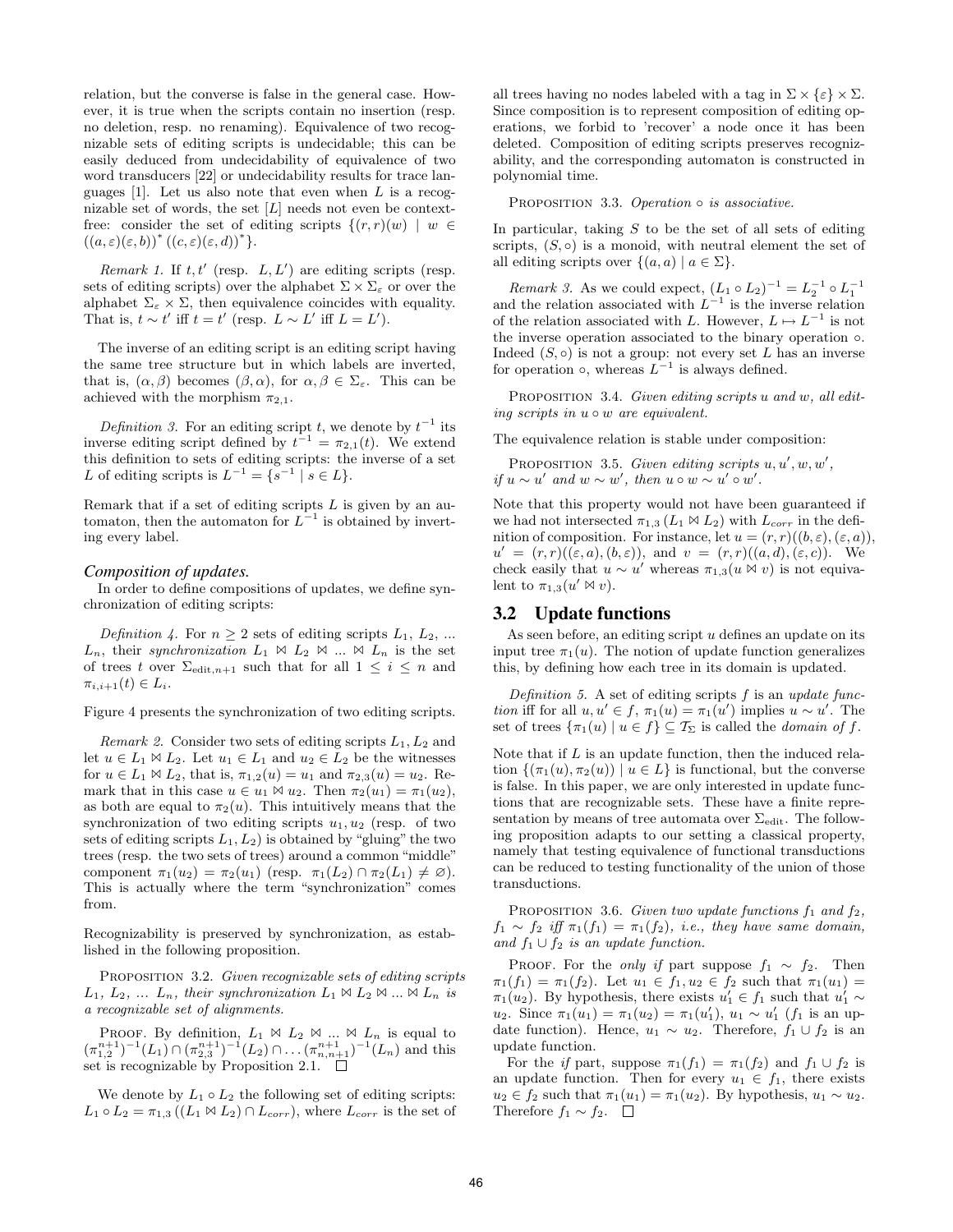relation, but the converse is false in the general case. However, it is true when the scripts contain no insertion (resp. no deletion, resp. no renaming). Equivalence of two recognizable sets of editing scripts is undecidable; this can be easily deduced from undecidability of equivalence of two word transducers [22] or undecidability results for trace languages [1]. Let us also note that even when $L$ is a recognizable set of words, the set $[L]$ needs not even be context-free: consider the set of editing scripts $\{(r,r)(w) \mid w \in ((a,\varepsilon)(\varepsilon,b))^* ((c,\varepsilon)(\varepsilon,d))^*\}$.

*Remark 1.* If $t, t'$ (resp. $L, L'$) are editing scripts (resp. sets of editing scripts) over the alphabet $\Sigma \times \Sigma_\varepsilon$ or over the alphabet $\Sigma_\varepsilon \times \Sigma$, then equivalence coincides with equality. That is, $t \sim t'$ iff $t = t'$ (resp. $L \sim L'$ iff $L = L'$).

The inverse of an editing script is an editing script having the same tree structure but in which labels are inverted, that is, $(\alpha, \beta)$ becomes $(\beta, \alpha)$, for $\alpha, \beta \in \Sigma_\varepsilon$. This can be achieved with the morphism $\pi_{2,1}$.

*Definition 3.* For an editing script $t$, we denote by $t^{-1}$ its inverse editing script defined by $t^{-1} = \pi_{2,1}(t)$. We extend this definition to sets of editing scripts: the inverse of a set $L$ of editing scripts is $L^{-1} = \{s^{-1} \mid s \in L\}$.

Remark that if a set of editing scripts $L$ is given by an automaton, then the automaton for $L^{-1}$ is obtained by inverting every label.

### Composition of updates.

In order to define compositions of updates, we define synchronization of editing scripts:

*Definition 4.* For $n \geq 2$ sets of editing scripts $L_1, L_2, \ldots L_n$, their *synchronization* $L_1 \bowtie L_2 \bowtie \ldots \bowtie L_n$ is the set of trees $t$ over $\Sigma_{\mathrm{edit},n+1}$ such that for all $1 \leq i \leq n$ and $\pi_{i,i+1}(t) \in L_i$.

Figure 4 presents the synchronization of two editing scripts.

*Remark 2.* Consider two sets of editing scripts $L_1, L_2$ and let $u \in L_1 \bowtie L_2$. Let $u_1 \in L_1$ and $u_2 \in L_2$ be the witnesses for $u \in L_1 \bowtie L_2$, that is, $\pi_{1,2}(u) = u_1$ and $\pi_{2,3}(u) = u_2$. Remark that in this case $u \in u_1 \bowtie u_2$. Then $\pi_2(u_1) = \pi_1(u_2)$, as both are equal to $\pi_2(u)$. This intuitively means that the synchronization of two editing scripts $u_1, u_2$ (resp. of two sets of editing scripts $L_1, L_2$) is obtained by "gluing" the two trees (resp. the two sets of trees) around a common "middle" component $\pi_1(u_2) = \pi_2(u_1)$ (resp. $\pi_1(L_2) \cap \pi_2(L_1) \neq \varnothing$). This is actually where the term "synchronization" comes from.

Recognizability is preserved by synchronization, as established in the following proposition.

PROPOSITION 3.2. *Given recognizable sets of editing scripts $L_1, L_2, \ldots L_n$, their synchronization $L_1 \bowtie L_2 \bowtie \ldots \bowtie L_n$ is a recognizable set of alignments.*

PROOF. By definition, $L_1 \bowtie L_2 \bowtie \ldots \bowtie L_n$ is equal to $(\pi_{1,2}^{n+1})^{-1}(L_1) \cap (\pi_{2,3}^{n+1})^{-1}(L_2) \cap \ldots (\pi_{n,n+1}^{n+1})^{-1}(L_n)$ and this set is recognizable by Proposition 2.1. $\square$

We denote by $L_1 \circ L_2$ the following set of editing scripts: $L_1 \circ L_2 = \pi_{1,3}((L_1 \bowtie L_2) \cap L_{corr})$, where $L_{corr}$ is the set of all trees having no nodes labeled with a tag in $\Sigma \times \{\varepsilon\} \times \Sigma$. Since composition is to represent composition of editing operations, we forbid to 'recover' a node once it has been deleted. Composition of editing scripts preserves recognizability, and the corresponding automaton is constructed in polynomial time.

PROPOSITION 3.3. *Operation $\circ$ is associative.*

In particular, taking $S$ to be the set of all sets of editing scripts, $(S, \circ)$ is a monoid, with neutral element the set of all editing scripts over $\{(a,a) \mid a \in \Sigma\}$.

*Remark 3.* As we could expect, $(L_1 \circ L_2)^{-1} = L_2^{-1} \circ L_1^{-1}$ and the relation associated with $L^{-1}$ is the inverse relation of the relation associated with $L$. However, $L \mapsto L^{-1}$ is not the inverse operation associated to the binary operation $\circ$. Indeed $(S, \circ)$ is not a group: not every set $L$ has an inverse for operation $\circ$, whereas $L^{-1}$ is always defined.

PROPOSITION 3.4. *Given editing scripts $u$ and $w$, all editing scripts in $u \circ w$ are equivalent.*

The equivalence relation is stable under composition:

PROPOSITION 3.5. *Given editing scripts $u, u', w, w'$, if $u \sim u'$ and $w \sim w'$, then $u \circ w \sim u' \circ w'$.*

Note that this property would not have been guaranteed if we had not intersected $\pi_{1,3}(L_1 \bowtie L_2)$ with $L_{corr}$ in the definition of composition. For instance, let $u = (r,r)((b,\varepsilon),(\varepsilon,a))$, $u' = (r,r)((\varepsilon,a),(b,\varepsilon))$, and $v = (r,r)((a,d),(\varepsilon,c))$. We check easily that $u \sim u'$ whereas $\pi_{1,3}(u \bowtie v)$ is not equivalent to $\pi_{1,3}(u' \bowtie v)$.

## 3.2 Update functions

As seen before, an editing script $u$ defines an update on its input tree $\pi_1(u)$. The notion of update function generalizes this, by defining how each tree in its domain is updated.

*Definition 5.* A set of editing scripts $f$ is an *update function* iff for all $u, u' \in f$, $\pi_1(u) = \pi_1(u')$ implies $u \sim u'$. The set of trees $\{\pi_1(u) \mid u \in f\} \subseteq \mathcal{T}_\Sigma$ is called the *domain of* $f$.

Note that if $L$ is an update function, then the induced relation $\{(\pi_1(u), \pi_2(u)) \mid u \in L\}$ is functional, but the converse is false. In this paper, we are only interested in update functions that are recognizable sets. These have a finite representation by means of tree automata over $\Sigma_{\mathrm{edit}}$. The following proposition adapts to our setting a classical property, namely that testing equivalence of functional transductions can be reduced to testing functionality of the union of those transductions.

PROPOSITION 3.6. *Given two update functions $f_1$ and $f_2$, $f_1 \sim f_2$ iff $\pi_1(f_1) = \pi_1(f_2)$, i.e., they have same domain, and $f_1 \cup f_2$ is an update function.*

PROOF. For the *only if* part suppose $f_1 \sim f_2$. Then $\pi_1(f_1) = \pi_1(f_2)$. Let $u_1 \in f_1, u_2 \in f_2$ such that $\pi_1(u_1) = \pi_1(u_2)$. By hypothesis, there exists $u_1' \in f_1$ such that $u_1' \sim u_2$. Since $\pi_1(u_1) = \pi_1(u_2) = \pi_1(u_1')$, $u_1 \sim u_1'$ ($f_1$ is an update function). Hence, $u_1 \sim u_2$. Therefore, $f_1 \cup f_2$ is an update function.

For the *if* part, suppose $\pi_1(f_1) = \pi_1(f_2)$ and $f_1 \cup f_2$ is an update function. Then for every $u_1 \in f_1$, there exists $u_2 \in f_2$ such that $\pi_1(u_1) = \pi_1(u_2)$. By hypothesis, $u_1 \sim u_2$. Therefore $f_1 \sim f_2$. $\square$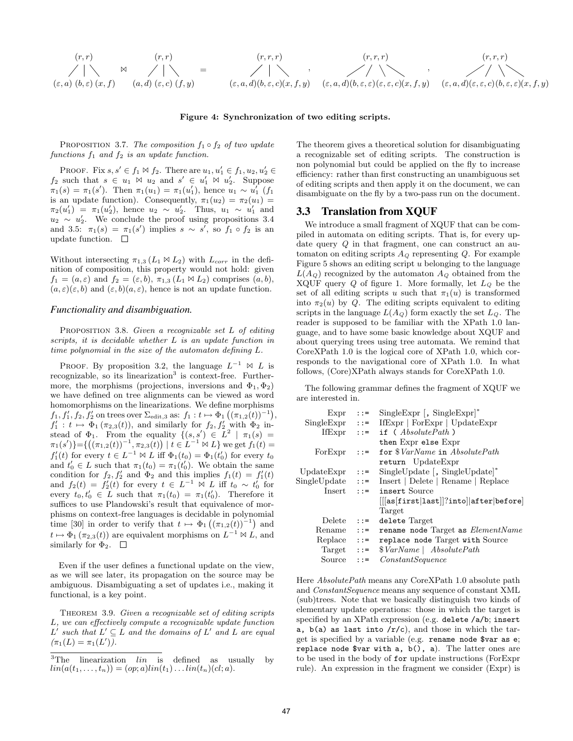$$(r,r)\,[(\varepsilon,a)\;(b,\varepsilon)\;(x,f)] \;\bowtie\; (r,r)\,[(a,d)\;(\varepsilon,c)\;(f,y)] \;=\; (r,r,r)\,[(\varepsilon,a,d)(b,\varepsilon,c)(x,f,y)],\quad (r,r,r)\,[(\varepsilon,a,d)(b,\varepsilon,\varepsilon)(\varepsilon,\varepsilon,c)(x,f,y)],\quad (r,r,r)\,[(\varepsilon,a,d)(\varepsilon,\varepsilon,c)(b,\varepsilon,\varepsilon)(x,f,y)]$$

**Figure 4: Synchronization of two editing scripts.**

PROPOSITION 3.7. *The composition $f_1 \circ f_2$ of two update functions $f_1$ and $f_2$ is an update function.*

PROOF. Fix $s, s' \in f_1 \bowtie f_2$. There are $u_1, u_1' \in f_1, u_2, u_2' \in f_2$ such that $s \in u_1 \bowtie u_2$ and $s' \in u_1' \bowtie u_2'$. Suppose $\pi_1(s) = \pi_1(s')$. Then $\pi_1(u_1) = \pi_1(u_1')$, hence $u_1 \sim u_1'$ ($f_1$ is an update function). Consequently, $\pi_1(u_2) = \pi_2(u_1) = \pi_2(u_1') = \pi_1(u_2')$, hence $u_2 \sim u_2'$. Thus, $u_1 \sim u_1'$ and $u_2 \sim u_2'$. We conclude the proof using propositions 3.4 and 3.5: $\pi_1(s) = \pi_1(s')$ implies $s \sim s'$, so $f_1 \circ f_2$ is an update function. ☐

Without intersecting $\pi_{1,3}(L_1 \bowtie L_2)$ with $L_{corr}$ in the definition of composition, this property would not hold: given $f_1 = (a, \varepsilon)$ and $f_2 = (\varepsilon, b)$, $\pi_{1,3}(L_1 \bowtie L_2)$ comprises $(a, b)$, $(a, \varepsilon)(\varepsilon, b)$ and $(\varepsilon, b)(a, \varepsilon)$, hence is not an update function.

### *Functionality and disambiguation.*

PROPOSITION 3.8. *Given a recognizable set $L$ of editing scripts, it is decidable whether $L$ is an update function in time polynomial in the size of the automaton defining $L$.*

PROOF. By proposition 3.2, the language $L^{-1} \bowtie L$ is recognizable, so its linearization[3] is context-free. Furthermore, the morphisms (projections, inversions and $\Phi_1, \Phi_2$) we have defined on tree alignments can be viewed as word homomorphisms on the linearizations. We define morphisms $f_1, f_1', f_2, f_2'$ on trees over $\Sigma_{\text{edit},3}$ as: $f_1 : t \mapsto \Phi_1\left((\pi_{1,2}(t))^{-1}\right)$, $f_1' : t \mapsto \Phi_1(\pi_{2,3}(t))$, and similarly for $f_2, f_2'$ with $\Phi_2$ instead of $\Phi_1$. From the equality $\{(s,s') \in L^2 \mid \pi_1(s) = \pi_1(s')\} = \{\left((\pi_{1,2}(t))^{-1}, \pi_{2,3}(t)\right) \mid t \in L^{-1} \bowtie L\}$ we get $f_1(t) = f_1'(t)$ for every $t \in L^{-1} \bowtie L$ iff $\Phi_1(t_0) = \Phi_1(t_0')$ for every $t_0$ and $t_0' \in L$ such that $\pi_1(t_0) = \pi_1(t_0')$. We obtain the same condition for $f_2, f_2'$ and $\Phi_2$ and this implies $f_1(t) = f_1'(t)$ and $f_2(t) = f_2'(t)$ for every $t \in L^{-1} \bowtie L$ iff $t_0 \sim t_0'$ for every $t_0, t_0' \in L$ such that $\pi_1(t_0) = \pi_1(t_0')$. Therefore it suffices to use Plandowski's result that equivalence of morphisms on context-free languages is decidable in polynomial time [30] in order to verify that $t \mapsto \Phi_1\left((\pi_{1,2}(t))^{-1}\right)$ and $t \mapsto \Phi_1(\pi_{2,3}(t))$ are equivalent morphisms on $L^{-1} \bowtie L$, and similarly for $\Phi_2$. ☐

Even if the user defines a functional update on the view, as we will see later, its propagation on the source may be ambiguous. Disambiguating a set of updates i.e., making it functional, is a key point.

THEOREM 3.9. *Given a recognizable set of editing scripts $L$, we can effectively compute a recognizable update function $L'$ such that $L' \subseteq L$ and the domains of $L'$ and $L$ are equal ($\pi_1(L) = \pi_1(L')$).*

[3] The linearization *lin* is defined as usually by $lin(a(t_1, \ldots, t_n)) = (op; a) lin(t_1) \ldots lin(t_n)(cl; a)$.

The theorem gives a theoretical solution for disambiguating a recognizable set of editing scripts. The construction is non polynomial but could be applied on the fly to increase efficiency: rather than first constructing an unambiguous set of editing scripts and then apply it on the document, we can disambiguate on the fly by a two-pass run on the document.

## 3.3 Translation from XQUF

We introduce a small fragment of XQUF that can be compiled in automata on editing scripts. That is, for every update query $Q$ in that fragment, one can construct an automaton on editing scripts $A_Q$ representing $Q$. For example Figure 5 shows an editing script $u$ belonging to the language $L(A_Q)$ recognized by the automaton $A_Q$ obtained from the XQUF query $Q$ of figure 1. More formally, let $L_Q$ be the set of all editing scripts $u$ such that $\pi_1(u)$ is transformed into $\pi_2(u)$ by $Q$. The editing scripts equivalent to editing scripts in the language $L(A_Q)$ form exactly the set $L_Q$. The reader is supposed to be familiar with the XPath 1.0 language, and to have some basic knowledge about XQUF and about querying trees using tree automata. We remind that CoreXPath 1.0 is the logical core of XPath 1.0, which corresponds to the navigational core of XPath 1.0. In what follows, (Core)XPath always stands for CoreXPath 1.0.

The following grammar defines the fragment of XQUF we are interested in.

| | | |
|---|---|---|
| Expr | ::= | SingleExpr [`,` SingleExpr]* |
| SingleExpr | ::= | IfExpr \| ForExpr \| UpdateExpr |
| IfExpr | ::= | `if (` *AbsolutePath* `)` `then` Expr `else` Expr |
| ForExpr | ::= | `for` $*VarName* `in` *AbsolutePath* `return` UpdateExpr |
| UpdateExpr | ::= | SingleUpdate [`,` SingleUpdate]* |
| SingleUpdate | ::= | Insert \| Delete \| Rename \| Replace |
| Insert | ::= | `insert` Source [[[`as`[`first`\|`last`]]?`into`]\|`after`\|`before`] Target |
| Delete | ::= | `delete` Target |
| Rename | ::= | `rename node` Target `as` *ElementName* |
| Replace | ::= | `replace node` Target `with` Source |
| Target | ::= | $*VarName* \| *AbsolutePath* |
| Source | ::= | *ConstantSequence* |

Here *AbsolutePath* means any CoreXPath 1.0 absolute path and *ConstantSequence* means any sequence of constant XML (sub)trees. Note that we basically distinguish two kinds of elementary update operations: those in which the target is specified by an XPath expression (e.g. `delete /a/b`; `insert a, b(a) as last into /r/c`), and those in which the target is specified by a variable (e.g. `rename node $var as e`; `replace node $var with a, b(), a`). The latter ones are to be used in the body of `for` update instructions (ForExpr rule). An expression in the fragment we consider (Expr) is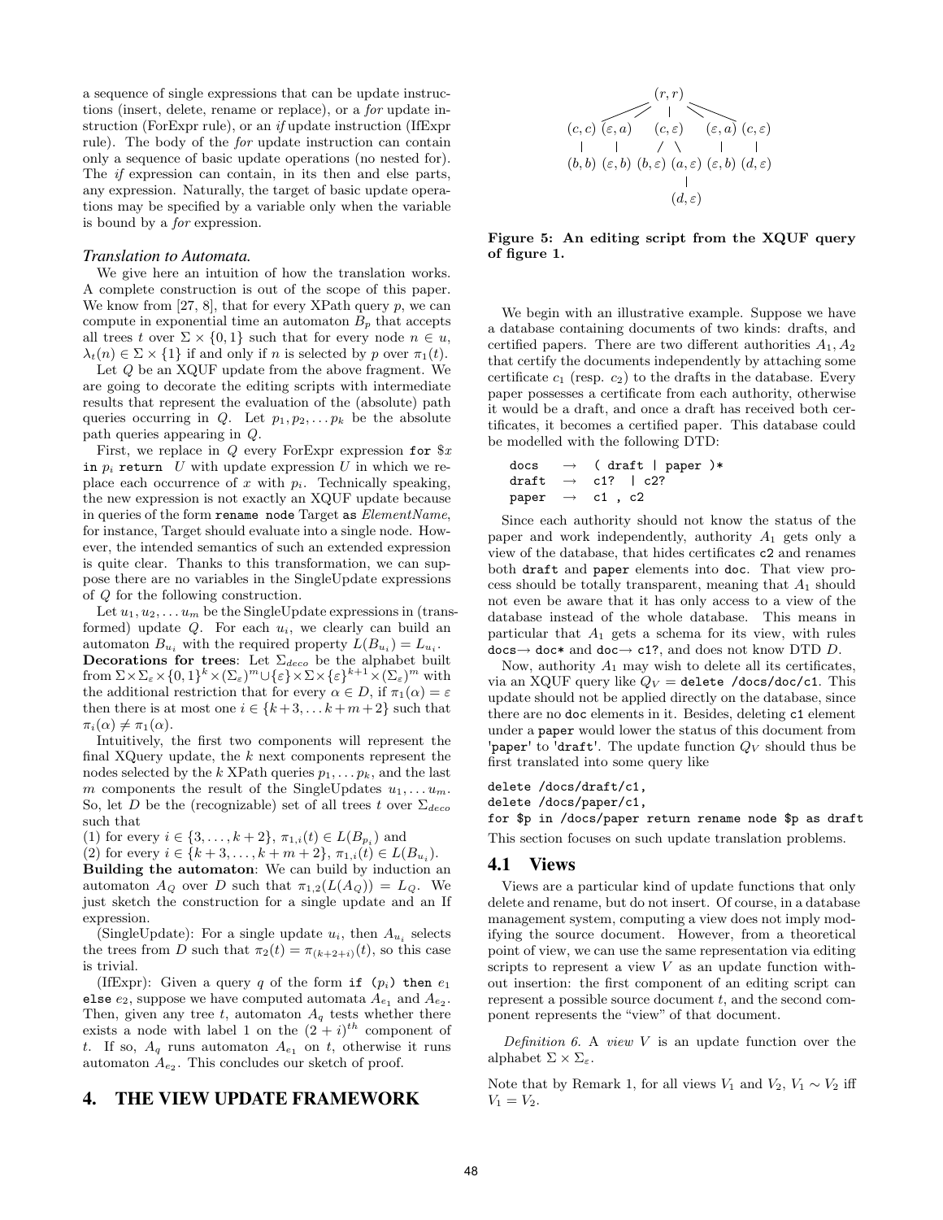a sequence of single expressions that can be update instructions (insert, delete, rename or replace), or a *for* update instruction (ForExpr rule), or an *if* update instruction (IfExpr rule). The body of the *for* update instruction can contain only a sequence of basic update operations (no nested for). The *if* expression can contain, in its then and else parts, any expression. Naturally, the target of basic update operations may be specified by a variable only when the variable is bound by a *for* expression.

### Translation to Automata.

We give here an intuition of how the translation works. A complete construction is out of the scope of this paper. We know from [27, 8], that for every XPath query $p$, we can compute in exponential time an automaton $B_p$ that accepts all trees $t$ over $\Sigma \times \{0, 1\}$ such that for every node $n \in u$, $\lambda_t(n) \in \Sigma \times \{1\}$ if and only if $n$ is selected by $p$ over $\pi_1(t)$.

Let $Q$ be an XQUF update from the above fragment. We are going to decorate the editing scripts with intermediate results that represent the evaluation of the (absolute) path queries occurring in $Q$. Let $p_1, p_2, \ldots p_k$ be the absolute path queries appearing in $Q$.

First, we replace in $Q$ every ForExpr expression `for` $x `in` $p_i$ `return` $U$ with update expression $U$ in which we replace each occurrence of $x$ with $p_i$. Technically speaking, the new expression is not exactly an XQUF update because in queries of the form `rename node` Target `as` *ElementName*, for instance, Target should evaluate into a single node. However, the intended semantics of such an extended expression is quite clear. Thanks to this transformation, we can suppose there are no variables in the SingleUpdate expressions of $Q$ for the following construction.

Let $u_1, u_2, \ldots u_m$ be the SingleUpdate expressions in (transformed) update $Q$. For each $u_i$, we clearly can build an automaton $B_{u_i}$ with the required property $L(B_{u_i}) = L_{u_i}$.

**Decorations for trees**: Let $\Sigma_{deco}$ be the alphabet built from $\Sigma \times \Sigma_\varepsilon \times \{0, 1\}^k \times (\Sigma_\varepsilon)^m \cup \{\varepsilon\} \times \Sigma \times \{\varepsilon\}^{k+1} \times (\Sigma_\varepsilon)^m$ with the additional restriction that for every $\alpha \in D$, if $\pi_1(\alpha) = \varepsilon$ then there is at most one $i \in \{k+3, \ldots k+m+2\}$ such that $\pi_i(\alpha) \neq \pi_1(\alpha)$.

Intuitively, the first two components will represent the final XQuery update, the $k$ next components represent the nodes selected by the $k$ XPath queries $p_1, \ldots p_k$, and the last $m$ components the result of the SingleUpdates $u_1, \ldots u_m$. So, let $D$ be the (recognizable) set of all trees $t$ over $\Sigma_{deco}$ such that

(1) for every $i \in \{3, \ldots, k+2\}$, $\pi_{1,i}(t) \in L(B_{p_i})$ and

(2) for every $i \in \{k+3, \ldots, k+m+2\}$, $\pi_{1,i}(t) \in L(B_{u_i})$.

**Building the automaton**: We can build by induction an automaton $A_Q$ over $D$ such that $\pi_{1,2}(L(A_Q)) = L_Q$. We just sketch the construction for a single update and an If expression.

(SingleUpdate): For a single update $u_i$, then $A_{u_i}$ selects the trees from $D$ such that $\pi_2(t) = \pi_{(k+2+i)}(t)$, so this case is trivial.

(IfExpr): Given a query $q$ of the form `if` $(p_i)$ `then` $e_1$ `else` $e_2$, suppose we have computed automata $A_{e_1}$ and $A_{e_2}$. Then, given any tree $t$, automaton $A_q$ tests whether there exists a node with label 1 on the $(2+i)^{th}$ component of $t$. If so, $A_q$ runs automaton $A_{e_1}$ on $t$, otherwise it runs automaton $A_{e_2}$. This concludes our sketch of proof.

## 4. THE VIEW UPDATE FRAMEWORK

$$
\begin{array}{c}
(r,r) \\
(c,c)\ (\varepsilon,a)\quad (c,\varepsilon)\quad (\varepsilon,a)\ (c,\varepsilon) \\
(b,b)\ (\varepsilon,b)\ (b,\varepsilon)\ (a,\varepsilon)\ (\varepsilon,b)\ (d,\varepsilon) \\
(d,\varepsilon)
\end{array}
$$

**Figure 5: An editing script from the XQUF query of figure 1.**

We begin with an illustrative example. Suppose we have a database containing documents of two kinds: drafts, and certified papers. There are two different authorities $A_1, A_2$ that certify the documents independently by attaching some certificate $c_1$ (resp. $c_2$) to the drafts in the database. Every paper possesses a certificate from each authority, otherwise it would be a draft, and once a draft has received both certificates, it becomes a certified paper. This database could be modelled with the following DTD:

```
docs   →  ( draft | paper )*
draft  →  c1?  | c2?
paper  →  c1 , c2
```

Since each authority should not know the status of the paper and work independently, authority $A_1$ gets only a view of the database, that hides certificates `c2` and renames both `draft` and `paper` elements into `doc`. That view process should be totally transparent, meaning that $A_1$ should not even be aware that it has only access to a view of the database instead of the whole database. This means in particular that $A_1$ gets a schema for its view, with rules `docs`→ `doc*` and `doc`→ `c1?`, and does not know DTD $D$.

Now, authority $A_1$ may wish to delete all its certificates, via an XQUF query like $Q_V$ = `delete /docs/doc/c1`. This update should not be applied directly on the database, since there are no `doc` elements in it. Besides, deleting `c1` element under a `paper` would lower the status of this document from 'paper' to 'draft'. The update function $Q_V$ should thus be first translated into some query like

```
delete /docs/draft/c1,
delete /docs/paper/c1,
for $p in /docs/paper return rename node $p as draft
```

This section focuses on such update translation problems.

### 4.1 Views

Views are a particular kind of update functions that only delete and rename, but do not insert. Of course, in a database management system, computing a view does not imply modifying the source document. However, from a theoretical point of view, we can use the same representation via editing scripts to represent a view $V$ as an update function without insertion: the first component of an editing script can represent a possible source document $t$, and the second component represents the "view" of that document.

*Definition 6.* A *view* $V$ is an update function over the alphabet $\Sigma \times \Sigma_\varepsilon$.

Note that by Remark 1, for all views $V_1$ and $V_2$, $V_1 \sim V_2$ iff $V_1 = V_2$.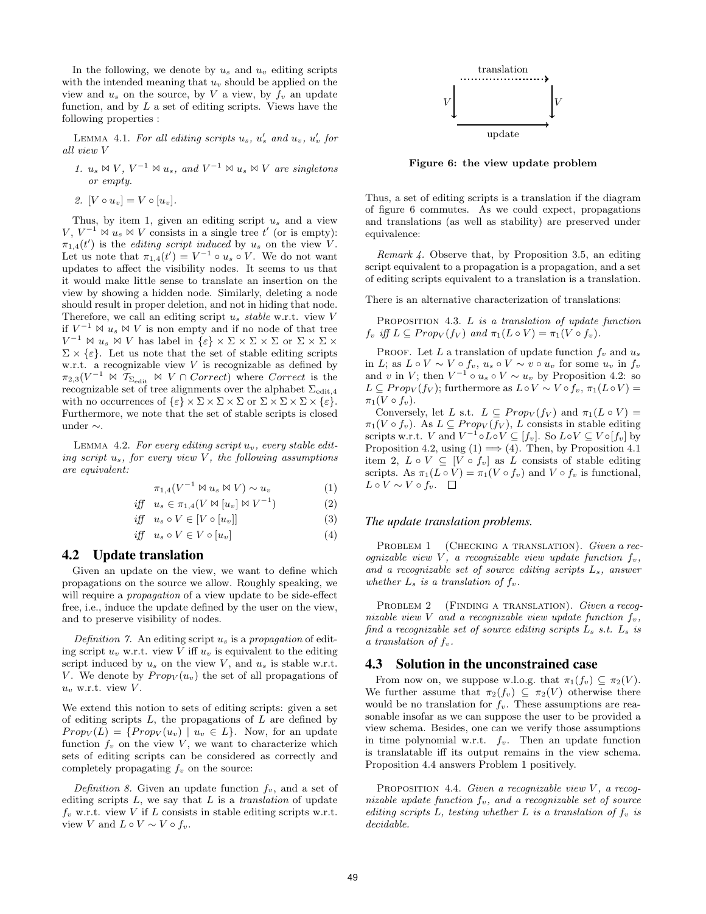In the following, we denote by $u_s$ and $u_v$ editing scripts with the intended meaning that $u_v$ should be applied on the view and $u_s$ on the source, by $V$ a view, by $f_v$ an update function, and by $L$ a set of editing scripts. Views have the following properties :

LEMMA 4.1. *For all editing scripts $u_s$, $u'_s$ and $u_v$, $u'_v$ for all view $V$*

1. *$u_s \bowtie V$, $V^{-1} \bowtie u_s$, and $V^{-1} \bowtie u_s \bowtie V$ are singletons or empty.*
2. *$[V \circ u_v] = V \circ [u_v]$.*

Thus, by item 1, given an editing script $u_s$ and a view $V$, $V^{-1} \bowtie u_s \bowtie V$ consists in a single tree $t'$ (or is empty): $\pi_{1,4}(t')$ is the *editing script induced* by $u_s$ on the view $V$. Let us note that $\pi_{1,4}(t') = V^{-1} \circ u_s \circ V$. We do not want updates to affect the visibility nodes. It seems to us that it would make little sense to translate an insertion on the view by showing a hidden node. Similarly, deleting a node should result in proper deletion, and not in hiding that node. Therefore, we call an editing script $u_s$ *stable* w.r.t. view $V$ if $V^{-1} \bowtie u_s \bowtie V$ is non empty and if no node of that tree $V^{-1} \bowtie u_s \bowtie V$ has label in $\{\varepsilon\} \times \Sigma \times \Sigma \times \Sigma$ or $\Sigma \times \Sigma \times \Sigma \times \{\varepsilon\}$. Let us note that the set of stable editing scripts w.r.t. a recognizable view $V$ is recognizable as defined by $\pi_{2,3}(V^{-1} \bowtie \mathcal{T}_{\Sigma_{\text{edit}}} \bowtie V \cap Correct)$ where *Correct* is the recognizable set of tree alignments over the alphabet $\Sigma_{\text{edit},4}$ with no occurrences of $\{\varepsilon\} \times \Sigma \times \Sigma \times \Sigma$ or $\Sigma \times \Sigma \times \Sigma \times \{\varepsilon\}$. Furthermore, we note that the set of stable scripts is closed under $\sim$.

LEMMA 4.2. *For every editing script $u_v$, every stable editing script $u_s$, for every view $V$, the following assumptions are equivalent:*

$$\pi_{1,4}(V^{-1} \bowtie u_s \bowtie V) \sim u_v \quad (1)$$

$$\textit{iff} \quad u_s \in \pi_{1,4}(V \bowtie [u_v] \bowtie V^{-1}) \quad (2)$$

$$\textit{iff} \quad u_s \circ V \in [V \circ [u_v]] \quad (3)$$

$$\textit{iff} \quad u_s \circ V \in V \circ [u_v] \quad (4)$$

## 4.2 Update translation

Given an update on the view, we want to define which propagations on the source we allow. Roughly speaking, we will require a *propagation* of a view update to be side-effect free, i.e., induce the update defined by the user on the view, and to preserve visibility of nodes.

*Definition 7.* An editing script $u_s$ is a *propagation* of editing script $u_v$ w.r.t. view $V$ iff $u_v$ is equivalent to the editing script induced by $u_s$ on the view $V$, and $u_s$ is stable w.r.t. $V$. We denote by $Prop_V(u_v)$ the set of all propagations of $u_v$ w.r.t. view $V$.

We extend this notion to sets of editing scripts: given a set of editing scripts $L$, the propagations of $L$ are defined by $Prop_V(L) = \{Prop_V(u_v) \mid u_v \in L\}$. Now, for an update function $f_v$ on the view $V$, we want to characterize which sets of editing scripts can be considered as correctly and completely propagating $f_v$ on the source:

*Definition 8.* Given an update function $f_v$, and a set of editing scripts $L$, we say that $L$ is a *translation* of update $f_v$ w.r.t. view $V$ if $L$ consists in stable editing scripts w.r.t. view $V$ and $L \circ V \sim V \circ f_v$.

**Figure 6: the view update problem**

Thus, a set of editing scripts is a translation if the diagram of figure 6 commutes. As we could expect, propagations and translations (as well as stability) are preserved under equivalence:

*Remark 4.* Observe that, by Proposition 3.5, an editing script equivalent to a propagation is a propagation, and a set of editing scripts equivalent to a translation is a translation.

There is an alternative characterization of translations:

PROPOSITION 4.3. *$L$ is a translation of update function $f_v$ iff $L \subseteq Prop_V(f_V)$ and $\pi_1(L \circ V) = \pi_1(V \circ f_v)$.*

PROOF. Let $L$ a translation of update function $f_v$ and $u_s$ in $L$; as $L \circ V \sim V \circ f_v$, $u_s \circ V \sim v \circ u_v$ for some $u_v$ in $f_v$ and $v$ in $V$; then $V^{-1} \circ u_s \circ V \sim u_v$ by Proposition 4.2: so $L \subseteq Prop_V(f_V)$; furthermore as $L \circ V \sim V \circ f_v$, $\pi_1(L \circ V) = \pi_1(V \circ f_v)$.

Conversely, let $L$ s.t. $L \subseteq Prop_V(f_V)$ and $\pi_1(L \circ V) = \pi_1(V \circ f_v)$. As $L \subseteq Prop_V(f_V)$, $L$ consists in stable editing scripts w.r.t. $V$ and $V^{-1} \circ L \circ V \subseteq [f_v]$. So $L \circ V \subseteq V \circ [f_v]$ by Proposition 4.2, using (1) $\Longrightarrow$ (4). Then, by Proposition 4.1 item 2, $L \circ V \subseteq [V \circ f_v]$ as $L$ consists of stable editing scripts. As $\pi_1(L \circ V) = \pi_1(V \circ f_v)$ and $V \circ f_v$ is functional, $L \circ V \sim V \circ f_v$. $\square$

### The update translation problems.

PROBLEM 1 (CHECKING A TRANSLATION). *Given a recognizable view $V$, a recognizable view update function $f_v$, and a recognizable set of source editing scripts $L_s$, answer whether $L_s$ is a translation of $f_v$.*

PROBLEM 2 (FINDING A TRANSLATION). *Given a recognizable view $V$ and a recognizable view update function $f_v$, find a recognizable set of source editing scripts $L_s$ s.t. $L_s$ is a translation of $f_v$.*

## 4.3 Solution in the unconstrained case

From now on, we suppose w.l.o.g. that $\pi_1(f_v) \subseteq \pi_2(V)$. We further assume that $\pi_2(f_v) \subseteq \pi_2(V)$ otherwise there would be no translation for $f_v$. These assumptions are reasonable insofar as we can suppose the user to be provided a view schema. Besides, one can we verify those assumptions in time polynomial w.r.t. $f_v$. Then an update function is translatable iff its output remains in the view schema. Proposition 4.4 answers Problem 1 positively.

PROPOSITION 4.4. *Given a recognizable view $V$, a recognizable update function $f_v$, and a recognizable set of source editing scripts $L$, testing whether $L$ is a translation of $f_v$ is decidable.*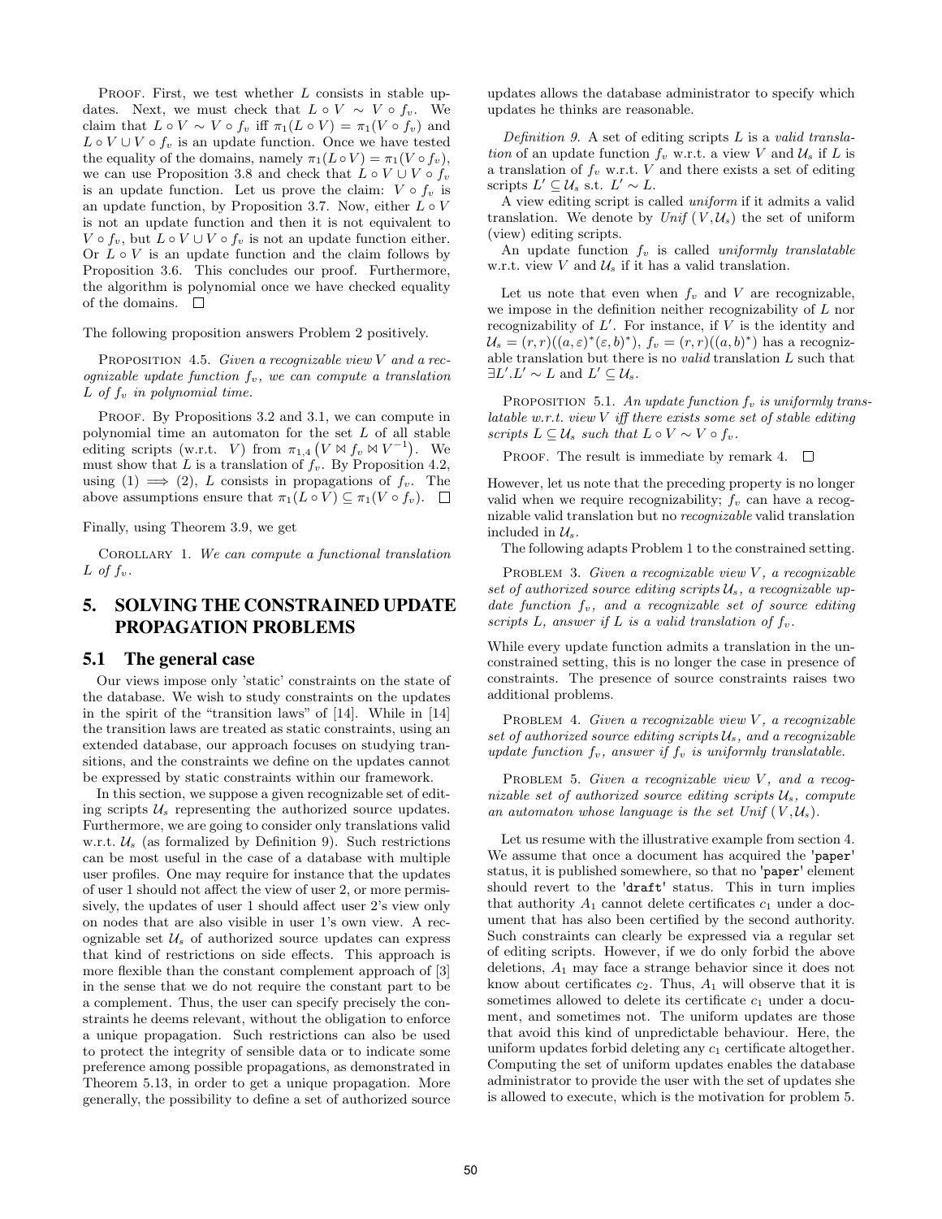PROOF. First, we test whether $L$ consists in stable updates. Next, we must check that $L \circ V \sim V \circ f_v$. We claim that $L \circ V \sim V \circ f_v$ iff $\pi_1(L \circ V) = \pi_1(V \circ f_v)$ and $L \circ V \cup V \circ f_v$ is an update function. Once we have tested the equality of the domains, namely $\pi_1(L \circ V) = \pi_1(V \circ f_v)$, we can use Proposition 3.8 and check that $L \circ V \cup V \circ f_v$ is an update function. Let us prove the claim: $V \circ f_v$ is an update function, by Proposition 3.7. Now, either $L \circ V$ is not an update function and then it is not equivalent to $V \circ f_v$, but $L \circ V \cup V \circ f_v$ is not an update function either. Or $L \circ V$ is an update function and the claim follows by Proposition 3.6. This concludes our proof. Furthermore, the algorithm is polynomial once we have checked equality of the domains. □

The following proposition answers Problem 2 positively.

PROPOSITION 4.5. *Given a recognizable view $V$ and a recognizable update function $f_v$, we can compute a translation $L$ of $f_v$ in polynomial time.*

PROOF. By Propositions 3.2 and 3.1, we can compute in polynomial time an automaton for the set $L$ of all stable editing scripts (w.r.t. $V$) from $\pi_{1,4}\left(V \bowtie f_v \bowtie V^{-1}\right)$. We must show that $L$ is a translation of $f_v$. By Proposition 4.2, using (1) $\implies$ (2), $L$ consists in propagations of $f_v$. The above assumptions ensure that $\pi_1(L \circ V) \subseteq \pi_1(V \circ f_v)$. □

Finally, using Theorem 3.9, we get

COROLLARY 1. *We can compute a functional translation $L$ of $f_v$.*

# 5. SOLVING THE CONSTRAINED UPDATE PROPAGATION PROBLEMS

## 5.1 The general case

Our views impose only 'static' constraints on the state of the database. We wish to study constraints on the updates in the spirit of the "transition laws" of [14]. While in [14] the transition laws are treated as static constraints, using an extended database, our approach focuses on studying transitions, and the constraints we define on the updates cannot be expressed by static constraints within our framework.

In this section, we suppose a given recognizable set of editing scripts $\mathcal{U}_s$ representing the authorized source updates. Furthermore, we are going to consider only translations valid w.r.t. $\mathcal{U}_s$ (as formalized by Definition 9). Such restrictions can be most useful in the case of a database with multiple user profiles. One may require for instance that the updates of user 1 should not affect the view of user 2, or more permissively, the updates of user 1 should affect user 2's view only on nodes that are also visible in user 1's own view. A recognizable set $\mathcal{U}_s$ of authorized source updates can express that kind of restrictions on side effects. This approach is more flexible than the constant complement approach of [3] in the sense that we do not require the constant part to be a complement. Thus, the user can specify precisely the constraints he deems relevant, without the obligation to enforce a unique propagation. Such restrictions can also be used to protect the integrity of sensible data or to indicate some preference among possible propagations, as demonstrated in Theorem 5.13, in order to get a unique propagation. More generally, the possibility to define a set of authorized source updates allows the database administrator to specify which updates he thinks are reasonable.

*Definition 9.* A set of editing scripts $L$ is a *valid translation* of an update function $f_v$ w.r.t. a view $V$ and $\mathcal{U}_s$ if $L$ is a translation of $f_v$ w.r.t. $V$ and there exists a set of editing scripts $L' \subseteq \mathcal{U}_s$ s.t. $L' \sim L$.

A view editing script is called *uniform* if it admits a valid translation. We denote by $Unif\,(V,\mathcal{U}_s)$ the set of uniform (view) editing scripts.

An update function $f_v$ is called *uniformly translatable* w.r.t. view $V$ and $\mathcal{U}_s$ if it has a valid translation.

Let us note that even when $f_v$ and $V$ are recognizable, we impose in the definition neither recognizability of $L$ nor recognizability of $L'$. For instance, if $V$ is the identity and $\mathcal{U}_s = (r,r)((a,\varepsilon)^*(\varepsilon,b)^*)$, $f_v = (r,r)((a,b)^*)$ has a recognizable translation but there is no *valid* translation $L$ such that $\exists L'.L' \sim L$ and $L' \subseteq \mathcal{U}_s$.

PROPOSITION 5.1. *An update function $f_v$ is uniformly translatable w.r.t. view $V$ iff there exists some set of stable editing scripts $L \subseteq \mathcal{U}_s$ such that $L \circ V \sim V \circ f_v$.*

PROOF. The result is immediate by remark 4. □

However, let us note that the preceding property is no longer valid when we require recognizability; $f_v$ can have a recognizable valid translation but no *recognizable* valid translation included in $\mathcal{U}_s$.

The following adapts Problem 1 to the constrained setting.

PROBLEM 3. *Given a recognizable view $V$, a recognizable set of authorized source editing scripts $\mathcal{U}_s$, a recognizable update function $f_v$, and a recognizable set of source editing scripts $L$, answer if $L$ is a valid translation of $f_v$.*

While every update function admits a translation in the unconstrained setting, this is no longer the case in presence of constraints. The presence of source constraints raises two additional problems.

PROBLEM 4. *Given a recognizable view $V$, a recognizable set of authorized source editing scripts $\mathcal{U}_s$, and a recognizable update function $f_v$, answer if $f_v$ is uniformly translatable.*

PROBLEM 5. *Given a recognizable view $V$, and a recognizable set of authorized source editing scripts $\mathcal{U}_s$, compute an automaton whose language is the set $Unif\,(V,\mathcal{U}_s)$.*

Let us resume with the illustrative example from section 4. We assume that once a document has acquired the `'paper'` status, it is published somewhere, so that no `'paper'` element should revert to the `'draft'` status. This in turn implies that authority $A_1$ cannot delete certificates $c_1$ under a document that has also been certified by the second authority. Such constraints can clearly be expressed via a regular set of editing scripts. However, if we do only forbid the above deletions, $A_1$ may face a strange behavior since it does not know about certificates $c_2$. Thus, $A_1$ will observe that it is sometimes allowed to delete its certificate $c_1$ under a document, and sometimes not. The uniform updates are those that avoid this kind of unpredictable behaviour. Here, the uniform updates forbid deleting any $c_1$ certificate altogether. Computing the set of uniform updates enables the database administrator to provide the user with the set of updates she is allowed to execute, which is the motivation for problem 5.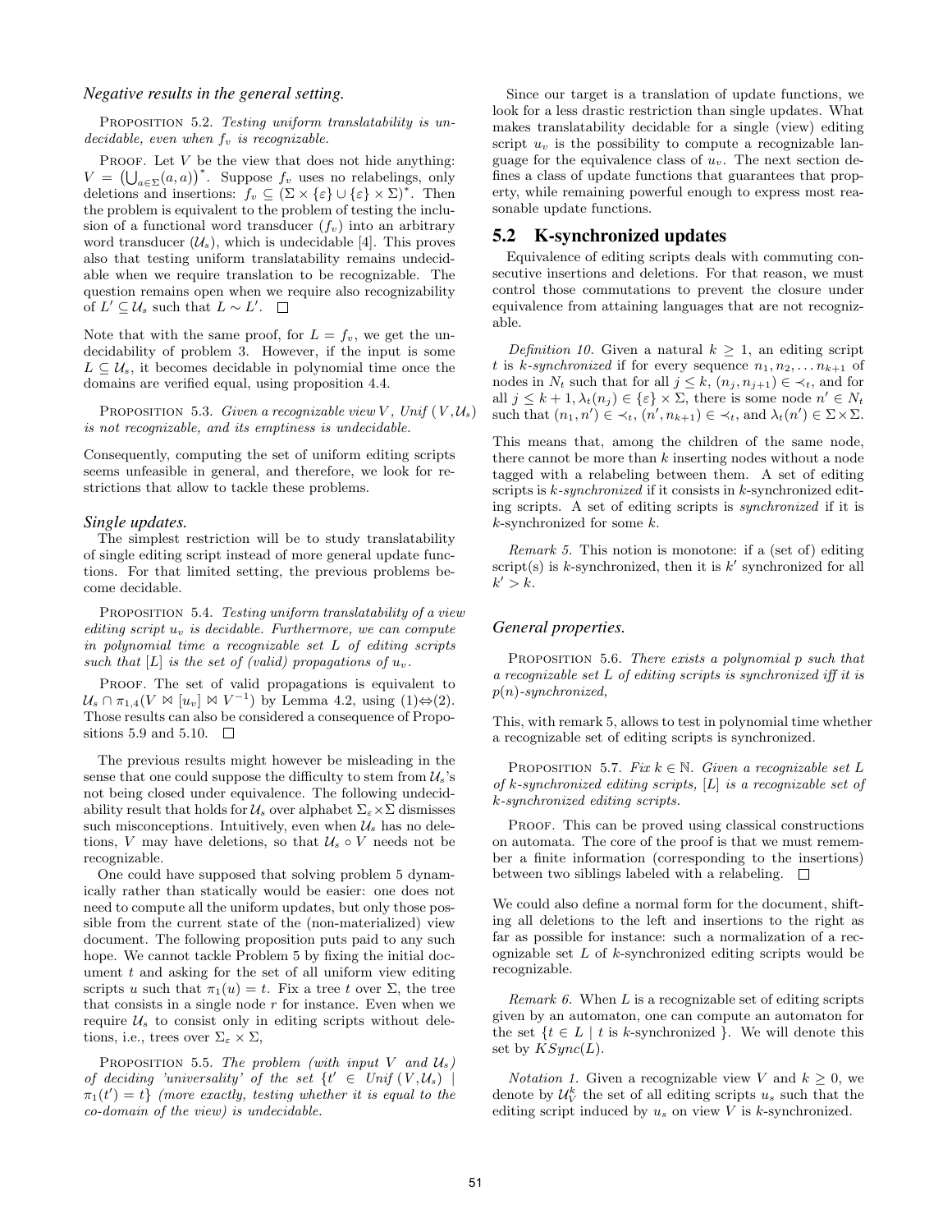### *Negative results in the general setting.*

PROPOSITION 5.2. *Testing uniform translatability is undecidable, even when $f_v$ is recognizable.*

PROOF. Let $V$ be the view that does not hide anything: $V = \left(\bigcup_{a\in\Sigma}(a,a)\right)^*$. Suppose $f_v$ uses no relabelings, only deletions and insertions: $f_v \subseteq (\Sigma \times \{\varepsilon\} \cup \{\varepsilon\} \times \Sigma)^*$. Then the problem is equivalent to the problem of testing the inclusion of a functional word transducer ($f_v$) into an arbitrary word transducer ($\mathcal{U}_s$), which is undecidable [4]. This proves also that testing uniform translatability remains undecidable when we require translation to be recognizable. The question remains open when we require also recognizability of $L' \subseteq \mathcal{U}_s$ such that $L \sim L'$. $\square$

Note that with the same proof, for $L = f_v$, we get the undecidability of problem 3. However, if the input is some $L \subseteq \mathcal{U}_s$, it becomes decidable in polynomial time once the domains are verified equal, using proposition 4.4.

PROPOSITION 5.3. *Given a recognizable view $V$, $Unif\,(V,\mathcal{U}_s)$ is not recognizable, and its emptiness is undecidable.*

Consequently, computing the set of uniform editing scripts seems unfeasible in general, and therefore, we look for restrictions that allow to tackle these problems.

### *Single updates.*

The simplest restriction will be to study translatability of single editing script instead of more general update functions. For that limited setting, the previous problems become decidable.

PROPOSITION 5.4. *Testing uniform translatability of a view editing script $u_v$ is decidable. Furthermore, we can compute in polynomial time a recognizable set $L$ of editing scripts such that $[L]$ is the set of (valid) propagations of $u_v$.*

PROOF. The set of valid propagations is equivalent to $\mathcal{U}_s \cap \pi_{1,4}(V \bowtie [u_v] \bowtie V^{-1})$ by Lemma 4.2, using (1)⇔(2). Those results can also be considered a consequence of Propositions 5.9 and 5.10. $\square$

The previous results might however be misleading in the sense that one could suppose the difficulty to stem from $\mathcal{U}_s$'s not being closed under equivalence. The following undecidability result that holds for $\mathcal{U}_s$ over alphabet $\Sigma_\varepsilon \times \Sigma$ dismisses such misconceptions. Intuitively, even when $\mathcal{U}_s$ has no deletions, $V$ may have deletions, so that $\mathcal{U}_s \circ V$ needs not be recognizable.

One could have supposed that solving problem 5 dynamically rather than statically would be easier: one does not need to compute all the uniform updates, but only those possible from the current state of the (non-materialized) view document. The following proposition puts paid to any such hope. We cannot tackle Problem 5 by fixing the initial document $t$ and asking for the set of all uniform view editing scripts $u$ such that $\pi_1(u) = t$. Fix a tree $t$ over $\Sigma$, the tree that consists in a single node $r$ for instance. Even when we require $\mathcal{U}_s$ to consist only in editing scripts without deletions, i.e., trees over $\Sigma_\varepsilon \times \Sigma$,

PROPOSITION 5.5. *The problem (with input $V$ and $\mathcal{U}_s$) of deciding 'universality' of the set $\{t' \in Unif\,(V,\mathcal{U}_s) \mid \pi_1(t') = t\}$ (more exactly, testing whether it is equal to the co-domain of the view) is undecidable.*

Since our target is a translation of update functions, we look for a less drastic restriction than single updates. What makes translatability decidable for a single (view) editing script $u_v$ is the possibility to compute a recognizable language for the equivalence class of $u_v$. The next section defines a class of update functions that guarantees that property, while remaining powerful enough to express most reasonable update functions.

## 5.2 K-synchronized updates

Equivalence of editing scripts deals with commuting consecutive insertions and deletions. For that reason, we must control those commutations to prevent the closure under equivalence from attaining languages that are not recognizable.

*Definition 10.* Given a natural $k \geq 1$, an editing script $t$ is *$k$-synchronized* if for every sequence $n_1, n_2, \ldots n_{k+1}$ of nodes in $N_t$ such that for all $j \leq k$, $(n_j, n_{j+1}) \in \prec_t$, and for all $j \leq k+1$, $\lambda_t(n_j) \in \{\varepsilon\} \times \Sigma$, there is some node $n' \in N_t$ such that $(n_1, n') \in \prec_t$, $(n', n_{k+1}) \in \prec_t$, and $\lambda_t(n') \in \Sigma \times \Sigma$.

This means that, among the children of the same node, there cannot be more than $k$ inserting nodes without a node tagged with a relabeling between them. A set of editing scripts is *$k$-synchronized* if it consists in $k$-synchronized editing scripts. A set of editing scripts is *synchronized* if it is $k$-synchronized for some $k$.

*Remark 5.* This notion is monotone: if a (set of) editing script(s) is $k$-synchronized, then it is $k'$ synchronized for all $k' > k$.

### *General properties.*

PROPOSITION 5.6. *There exists a polynomial $p$ such that a recognizable set $L$ of editing scripts is synchronized iff it is $p(n)$-synchronized,*

This, with remark 5, allows to test in polynomial time whether a recognizable set of editing scripts is synchronized.

PROPOSITION 5.7. *Fix $k \in \mathbb{N}$. Given a recognizable set $L$ of $k$-synchronized editing scripts, $[L]$ is a recognizable set of $k$-synchronized editing scripts.*

PROOF. This can be proved using classical constructions on automata. The core of the proof is that we must remember a finite information (corresponding to the insertions) between two siblings labeled with a relabeling. $\square$

We could also define a normal form for the document, shifting all deletions to the left and insertions to the right as far as possible for instance: such a normalization of a recognizable set $L$ of $k$-synchronized editing scripts would be recognizable.

*Remark 6.* When $L$ is a recognizable set of editing scripts given by an automaton, one can compute an automaton for the set $\{t \in L \mid t \text{ is } k\text{-synchronized}\}$. We will denote this set by $KSync(L)$.

*Notation 1.* Given a recognizable view $V$ and $k \geq 0$, we denote by $\mathcal{U}_V^k$ the set of all editing scripts $u_s$ such that the editing script induced by $u_s$ on view $V$ is $k$-synchronized.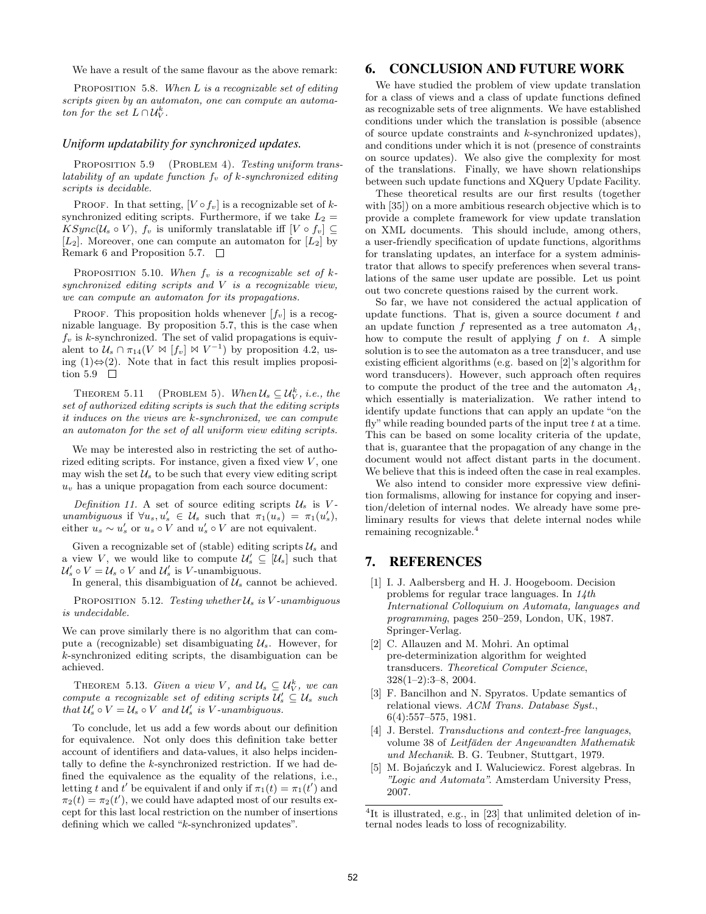We have a result of the same flavour as the above remark:

PROPOSITION 5.8. *When $L$ is a recognizable set of editing scripts given by an automaton, one can compute an automaton for the set $L \cap \mathcal{U}_V^k$.*

### *Uniform updatability for synchronized updates.*

PROPOSITION 5.9 (PROBLEM 4). *Testing uniform translatability of an update function $f_v$ of $k$-synchronized editing scripts is decidable.*

PROOF. In that setting, $[V \circ f_v]$ is a recognizable set of $k$-synchronized editing scripts. Furthermore, if we take $L_2 = KSync(\mathcal{U}_s \circ V)$, $f_v$ is uniformly translatable iff $[V \circ f_v] \subseteq [L_2]$. Moreover, one can compute an automaton for $[L_2]$ by Remark 6 and Proposition 5.7. □

PROPOSITION 5.10. *When $f_v$ is a recognizable set of $k$-synchronized editing scripts and $V$ is a recognizable view, we can compute an automaton for its propagations.*

PROOF. This proposition holds whenever $[f_v]$ is a recognizable language. By proposition 5.7, this is the case when $f_v$ is $k$-synchronized. The set of valid propagations is equivalent to $\mathcal{U}_s \cap \pi_{14}(V \bowtie [f_v] \bowtie V^{-1})$ by proposition 4.2, using (1)⇔(2). Note that in fact this result implies proposition 5.9 □

THEOREM 5.11 (PROBLEM 5). *When $\mathcal{U}_s \subseteq \mathcal{U}_V^k$, i.e., the set of authorized editing scripts is such that the editing scripts it induces on the views are $k$-synchronized, we can compute an automaton for the set of all uniform view editing scripts.*

We may be interested also in restricting the set of authorized editing scripts. For instance, given a fixed view $V$, one may wish the set $\mathcal{U}_s$ to be such that every view editing script $u_v$ has a unique propagation from each source document:

*Definition 11.* A set of source editing scripts $\mathcal{U}_s$ is $V$-*unambiguous* if $\forall u_s, u'_s \in \mathcal{U}_s$ such that $\pi_1(u_s) = \pi_1(u'_s)$, either $u_s \sim u'_s$ or $u_s \circ V$ and $u'_s \circ V$ are not equivalent.

Given a recognizable set of (stable) editing scripts $\mathcal{U}_s$ and a view $V$, we would like to compute $\mathcal{U}'_s \subseteq [\mathcal{U}_s]$ such that $\mathcal{U}'_s \circ V = \mathcal{U}_s \circ V$ and $\mathcal{U}'_s$ is $V$-unambiguous.

In general, this disambiguation of $\mathcal{U}_s$ cannot be achieved.

PROPOSITION 5.12. *Testing whether $\mathcal{U}_s$ is $V$-unambiguous is undecidable.*

We can prove similarly there is no algorithm that can compute a (recognizable) set disambiguating $\mathcal{U}_s$. However, for $k$-synchronized editing scripts, the disambiguation can be achieved.

THEOREM 5.13. *Given a view $V$, and $\mathcal{U}_s \subseteq \mathcal{U}_V^k$, we can compute a recognizable set of editing scripts $\mathcal{U}'_s \subseteq \mathcal{U}_s$ such that $\mathcal{U}'_s \circ V = \mathcal{U}_s \circ V$ and $\mathcal{U}'_s$ is $V$-unambiguous.*

To conclude, let us add a few words about our definition for equivalence. Not only does this definition take better account of identifiers and data-values, it also helps incidentally to define the $k$-synchronized restriction. If we had defined the equivalence as the equality of the relations, i.e., letting $t$ and $t'$ be equivalent if and only if $\pi_1(t) = \pi_1(t')$ and $\pi_2(t) = \pi_2(t')$, we could have adapted most of our results except for this last local restriction on the number of insertions defining which we called "$k$-synchronized updates".

## 6. CONCLUSION AND FUTURE WORK

We have studied the problem of view update translation for a class of views and a class of update functions defined as recognizable sets of tree alignments. We have established conditions under which the translation is possible (absence of source update constraints and $k$-synchronized updates), and conditions under which it is not (presence of constraints on source updates). We also give the complexity for most of the translations. Finally, we have shown relationships between such update functions and XQuery Update Facility.

These theoretical results are our first results (together with [35]) on a more ambitious research objective which is to provide a complete framework for view update translation on XML documents. This should include, among others, a user-friendly specification of update functions, algorithms for translating updates, an interface for a system administrator that allows to specify preferences when several translations of the same user update are possible. Let us point out two concrete questions raised by the current work.

So far, we have not considered the actual application of update functions. That is, given a source document $t$ and an update function $f$ represented as a tree automaton $A_t$, how to compute the result of applying $f$ on $t$. A simple solution is to see the automaton as a tree transducer, and use existing efficient algorithms (e.g. based on [2]'s algorithm for word transducers). However, such approach often requires to compute the product of the tree and the automaton $A_t$, which essentially is materialization. We rather intend to identify update functions that can apply an update "on the fly" while reading bounded parts of the input tree $t$ at a time. This can be based on some locality criteria of the update, that is, guarantee that the propagation of any change in the document would not affect distant parts in the document. We believe that this is indeed often the case in real examples.

We also intend to consider more expressive view definition formalisms, allowing for instance for copying and insertion/deletion of internal nodes. We already have some preliminary results for views that delete internal nodes while remaining recognizable.[4]

## 7. REFERENCES

[1] I. J. Aalbersberg and H. J. Hoogeboom. Decision problems for regular trace languages. In *14th International Colloquium on Automata, languages and programming*, pages 250–259, London, UK, 1987. Springer-Verlag.

[2] C. Allauzen and M. Mohri. An optimal pre-determinization algorithm for weighted transducers. *Theoretical Computer Science*, 328(1–2):3–8, 2004.

[3] F. Bancilhon and N. Spyratos. Update semantics of relational views. *ACM Trans. Database Syst.*, 6(4):557–575, 1981.

[4] J. Berstel. *Transductions and context-free languages*, volume 38 of *Leitfäden der Angewandten Mathematik und Mechanik*. B. G. Teubner, Stuttgart, 1979.

[5] M. Bojańczyk and I. Walukiewicz. Forest algebras. In *"Logic and Automata"*. Amsterdam University Press, 2007.

[4] It is illustrated, e.g., in [23] that unlimited deletion of internal nodes leads to loss of recognizability.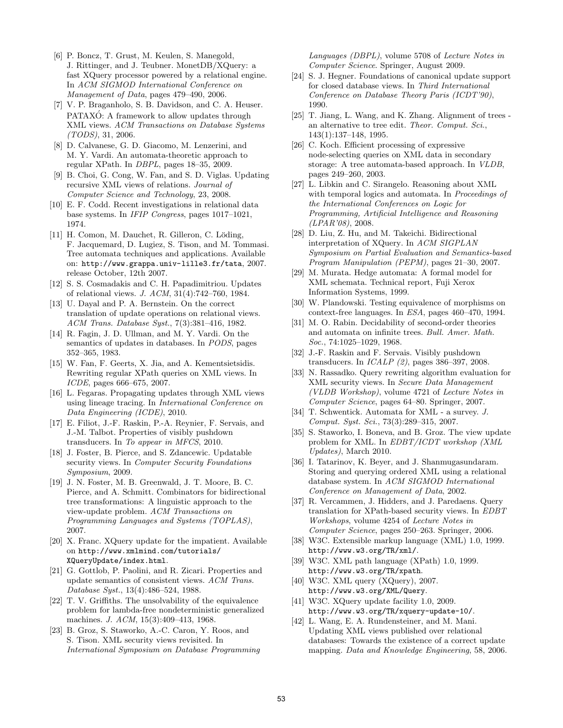[6] P. Boncz, T. Grust, M. Keulen, S. Manegold, J. Rittinger, and J. Teubner. MonetDB/XQuery: a fast XQuery processor powered by a relational engine. In *ACM SIGMOD International Conference on Management of Data*, pages 479–490, 2006.

[7] V. P. Braganholo, S. B. Davidson, and C. A. Heuser. PATAXÓ: A framework to allow updates through XML views. *ACM Transactions on Database Systems (TODS)*, 31, 2006.

[8] D. Calvanese, G. D. Giacomo, M. Lenzerini, and M. Y. Vardi. An automata-theoretic approach to regular XPath. In *DBPL*, pages 18–35, 2009.

[9] B. Choi, G. Cong, W. Fan, and S. D. Viglas. Updating recursive XML views of relations. *Journal of Computer Science and Technology*, 23, 2008.

[10] E. F. Codd. Recent investigations in relational data base systems. In *IFIP Congress*, pages 1017–1021, 1974.

[11] H. Comon, M. Dauchet, R. Gilleron, C. Löding, F. Jacquemard, D. Lugiez, S. Tison, and M. Tommasi. Tree automata techniques and applications. Available on: `http://www.grappa.univ-lille3.fr/tata`, 2007. release October, 12th 2007.

[12] S. S. Cosmadakis and C. H. Papadimitriou. Updates of relational views. *J. ACM*, 31(4):742–760, 1984.

[13] U. Dayal and P. A. Bernstein. On the correct translation of update operations on relational views. *ACM Trans. Database Syst.*, 7(3):381–416, 1982.

[14] R. Fagin, J. D. Ullman, and M. Y. Vardi. On the semantics of updates in databases. In *PODS*, pages 352–365, 1983.

[15] W. Fan, F. Geerts, X. Jia, and A. Kementsietsidis. Rewriting regular XPath queries on XML views. In *ICDE*, pages 666–675, 2007.

[16] L. Fegaras. Propagating updates through XML views using lineage tracing. In *International Conference on Data Engineering (ICDE)*, 2010.

[17] E. Filiot, J.-F. Raskin, P.-A. Reynier, F. Servais, and J.-M. Talbot. Properties of visibly pushdown transducers. In *To appear in MFCS*, 2010.

[18] J. Foster, B. Pierce, and S. Zdancewic. Updatable security views. In *Computer Security Foundations Symposium*, 2009.

[19] J. N. Foster, M. B. Greenwald, J. T. Moore, B. C. Pierce, and A. Schmitt. Combinators for bidirectional tree transformations: A linguistic approach to the view-update problem. *ACM Transactions on Programming Languages and Systems (TOPLAS)*, 2007.

[20] X. Franc. XQuery update for the impatient. Available on `http://www.xmlmind.com/tutorials/XQueryUpdate/index.html`.

[21] G. Gottlob, P. Paolini, and R. Zicari. Properties and update semantics of consistent views. *ACM Trans. Database Syst.*, 13(4):486–524, 1988.

[22] T. V. Griffiths. The unsolvability of the equivalence problem for lambda-free nondeterministic generalized machines. *J. ACM*, 15(3):409–413, 1968.

[23] B. Groz, S. Staworko, A.-C. Caron, Y. Roos, and S. Tison. XML security views revisited. In *International Symposium on Database Programming Languages (DBPL)*, volume 5708 of *Lecture Notes in Computer Science*. Springer, August 2009.

[24] S. J. Hegner. Foundations of canonical update support for closed database views. In *Third International Conference on Database Theory Paris (ICDT'90)*, 1990.

[25] T. Jiang, L. Wang, and K. Zhang. Alignment of trees - an alternative to tree edit. *Theor. Comput. Sci.*, 143(1):137–148, 1995.

[26] C. Koch. Efficient processing of expressive node-selecting queries on XML data in secondary storage: A tree automata-based approach. In *VLDB*, pages 249–260, 2003.

[27] L. Libkin and C. Sirangelo. Reasoning about XML with temporal logics and automata. In *Proceedings of the International Conferences on Logic for Programming, Artificial Intelligence and Reasoning (LPAR'08)*, 2008.

[28] D. Liu, Z. Hu, and M. Takeichi. Bidirectional interpretation of XQuery. In *ACM SIGPLAN Symposium on Partial Evaluation and Semantics-based Program Manipulation (PEPM)*, pages 21–30, 2007.

[29] M. Murata. Hedge automata: A formal model for XML schemata. Technical report, Fuji Xerox Information Systems, 1999.

[30] W. Plandowski. Testing equivalence of morphisms on context-free languages. In *ESA*, pages 460–470, 1994.

[31] M. O. Rabin. Decidability of second-order theories and automata on infinite trees. *Bull. Amer. Math. Soc.*, 74:1025–1029, 1968.

[32] J.-F. Raskin and F. Servais. Visibly pushdown transducers. In *ICALP (2)*, pages 386–397, 2008.

[33] N. Rassadko. Query rewriting algorithm evaluation for XML security views. In *Secure Data Management (VLDB Workshop)*, volume 4721 of *Lecture Notes in Computer Science*, pages 64–80. Springer, 2007.

[34] T. Schwentick. Automata for XML - a survey. *J. Comput. Syst. Sci.*, 73(3):289–315, 2007.

[35] S. Staworko, I. Boneva, and B. Groz. The view update problem for XML. In *EDBT/ICDT workshop (XML Updates)*, March 2010.

[36] I. Tatarinov, K. Beyer, and J. Shanmugasundaram. Storing and querying ordered XML using a relational database system. In *ACM SIGMOD International Conference on Management of Data*, 2002.

[37] R. Vercammen, J. Hidders, and J. Paredaens. Query translation for XPath-based security views. In *EDBT Workshops*, volume 4254 of *Lecture Notes in Computer Science*, pages 250–263. Springer, 2006.

[38] W3C. Extensible markup language (XML) 1.0, 1999. `http://www.w3.org/TR/xml/`.

[39] W3C. XML path language (XPath) 1.0, 1999. `http://www.w3.org/TR/xpath`.

[40] W3C. XML query (XQuery), 2007. `http://www.w3.org/XML/Query`.

[41] W3C. XQuery update facility 1.0, 2009. `http://www.w3.org/TR/xquery-update-10/`.

[42] L. Wang, E. A. Rundensteiner, and M. Mani. Updating XML views published over relational databases: Towards the existence of a correct update mapping. *Data and Knowledge Engineering*, 58, 2006.